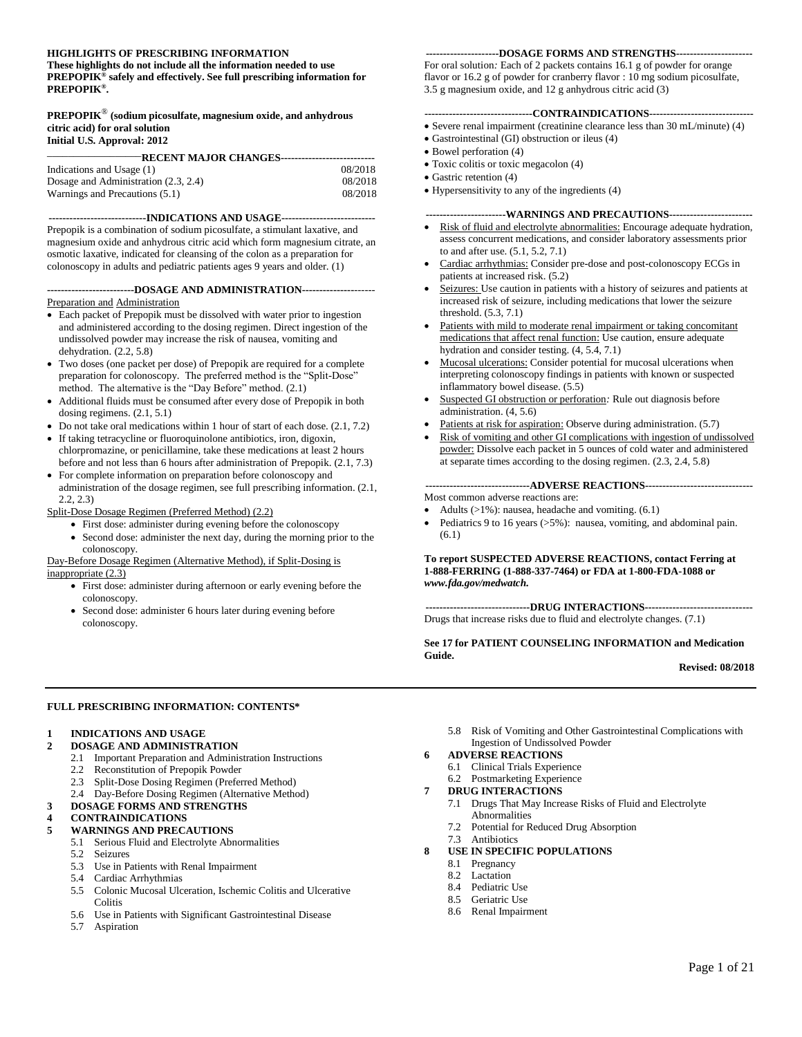**HIGHLIGHTS OF PRESCRIBING INFORMATION**
**These highlights do not include all the information needed to use PREPOPIK® safely and effectively. See full prescribing information for PREPOPIK®.**

**PREPOPIK® (sodium picosulfate, magnesium oxide, and anhydrous citric acid) for oral solution**
**Initial U.S. Approval: 2012**

**RECENT MAJOR CHANGES**

| | |
|---|---|
| Indications and Usage (1) | 08/2018 |
| Dosage and Administration (2.3, 2.4) | 08/2018 |
| Warnings and Precautions (5.1) | 08/2018 |

**INDICATIONS AND USAGE**

Prepopik is a combination of sodium picosulfate, a stimulant laxative, and magnesium oxide and anhydrous citric acid which form magnesium citrate, an osmotic laxative, indicated for cleansing of the colon as a preparation for colonoscopy in adults and pediatric patients ages 9 years and older. (1)

**DOSAGE AND ADMINISTRATION**

Preparation and Administration

- Each packet of Prepopik must be dissolved with water prior to ingestion and administered according to the dosing regimen. Direct ingestion of the undissolved powder may increase the risk of nausea, vomiting and dehydration. (2.2, 5.8)
- Two doses (one packet per dose) of Prepopik are required for a complete preparation for colonoscopy. The preferred method is the "Split-Dose" method. The alternative is the "Day Before" method. (2.1)
- Additional fluids must be consumed after every dose of Prepopik in both dosing regimens. (2.1, 5.1)
- Do not take oral medications within 1 hour of start of each dose. (2.1, 7.2)
- If taking tetracycline or fluoroquinolone antibiotics, iron, digoxin, chlorpromazine, or penicillamine, take these medications at least 2 hours before and not less than 6 hours after administration of Prepopik. (2.1, 7.3)
- For complete information on preparation before colonoscopy and administration of the dosage regimen, see full prescribing information. (2.1, 2.2, 2.3)

Split-Dose Dosage Regimen (Preferred Method) (2.2)

- First dose: administer during evening before the colonoscopy
- Second dose: administer the next day, during the morning prior to the colonoscopy.

Day-Before Dosage Regimen (Alternative Method), if Split-Dosing is inappropriate (2.3)

- First dose: administer during afternoon or early evening before the colonoscopy.
- Second dose: administer 6 hours later during evening before colonoscopy.

**DOSAGE FORMS AND STRENGTHS**

For oral solution: Each of 2 packets contains 16.1 g of powder for orange flavor or 16.2 g of powder for cranberry flavor : 10 mg sodium picosulfate, 3.5 g magnesium oxide, and 12 g anhydrous citric acid (3)

**CONTRAINDICATIONS**

- Severe renal impairment (creatinine clearance less than 30 mL/minute) (4)
- Gastrointestinal (GI) obstruction or ileus (4)
- Bowel perforation (4)
- Toxic colitis or toxic megacolon (4)
- Gastric retention (4)
- Hypersensitivity to any of the ingredients (4)

**WARNINGS AND PRECAUTIONS**

- Risk of fluid and electrolyte abnormalities: Encourage adequate hydration, assess concurrent medications, and consider laboratory assessments prior to and after use. (5.1, 5.2, 7.1)
- Cardiac arrhythmias: Consider pre-dose and post-colonoscopy ECGs in patients at increased risk. (5.2)
- Seizures: Use caution in patients with a history of seizures and patients at increased risk of seizure, including medications that lower the seizure threshold. (5.3, 7.1)
- Patients with mild to moderate renal impairment or taking concomitant medications that affect renal function: Use caution, ensure adequate hydration and consider testing. (4, 5.4, 7.1)
- Mucosal ulcerations: Consider potential for mucosal ulcerations when interpreting colonoscopy findings in patients with known or suspected inflammatory bowel disease. (5.5)
- Suspected GI obstruction or perforation*:* Rule out diagnosis before administration. (4, 5.6)
- Patients at risk for aspiration: Observe during administration. (5.7)
- Risk of vomiting and other GI complications with ingestion of undissolved powder: Dissolve each packet in 5 ounces of cold water and administered at separate times according to the dosing regimen. (2.3, 2.4, 5.8)

**ADVERSE REACTIONS**

Most common adverse reactions are:

- Adults (>1%): nausea, headache and vomiting. (6.1)
- Pediatrics 9 to 16 years (>5%): nausea, vomiting, and abdominal pain. (6.1)

**To report SUSPECTED ADVERSE REACTIONS, contact Ferring at 1-888-FERRING (1-888-337-7464) or FDA at 1-800-FDA-1088 or *www.fda.gov/medwatch.***

**DRUG INTERACTIONS**

Drugs that increase risks due to fluid and electrolyte changes. (7.1)

**See 17 for PATIENT COUNSELING INFORMATION and Medication Guide.**

**Revised: 08/2018**

---

**FULL PRESCRIBING INFORMATION: CONTENTS***

**1 INDICATIONS AND USAGE**
**2 DOSAGE AND ADMINISTRATION**
- 2.1 Important Preparation and Administration Instructions
- 2.2 Reconstitution of Prepopik Powder
- 2.3 Split-Dose Dosing Regimen (Preferred Method)
- 2.4 Day-Before Dosing Regimen (Alternative Method)

**3 DOSAGE FORMS AND STRENGTHS**
**4 CONTRAINDICATIONS**
**5 WARNINGS AND PRECAUTIONS**
- 5.1 Serious Fluid and Electrolyte Abnormalities
- 5.2 Seizures
- 5.3 Use in Patients with Renal Impairment
- 5.4 Cardiac Arrhythmias
- 5.5 Colonic Mucosal Ulceration, Ischemic Colitis and Ulcerative Colitis
- 5.6 Use in Patients with Significant Gastrointestinal Disease
- 5.7 Aspiration
- 5.8 Risk of Vomiting and Other Gastrointestinal Complications with Ingestion of Undissolved Powder

**6 ADVERSE REACTIONS**
- 6.1 Clinical Trials Experience
- 6.2 Postmarketing Experience

**7 DRUG INTERACTIONS**
- 7.1 Drugs That May Increase Risks of Fluid and Electrolyte Abnormalities
- 7.2 Potential for Reduced Drug Absorption
- 7.3 Antibiotics

**8 USE IN SPECIFIC POPULATIONS**
- 8.1 Pregnancy
- 8.2 Lactation
- 8.4 Pediatric Use
- 8.5 Geriatric Use
- 8.6 Renal Impairment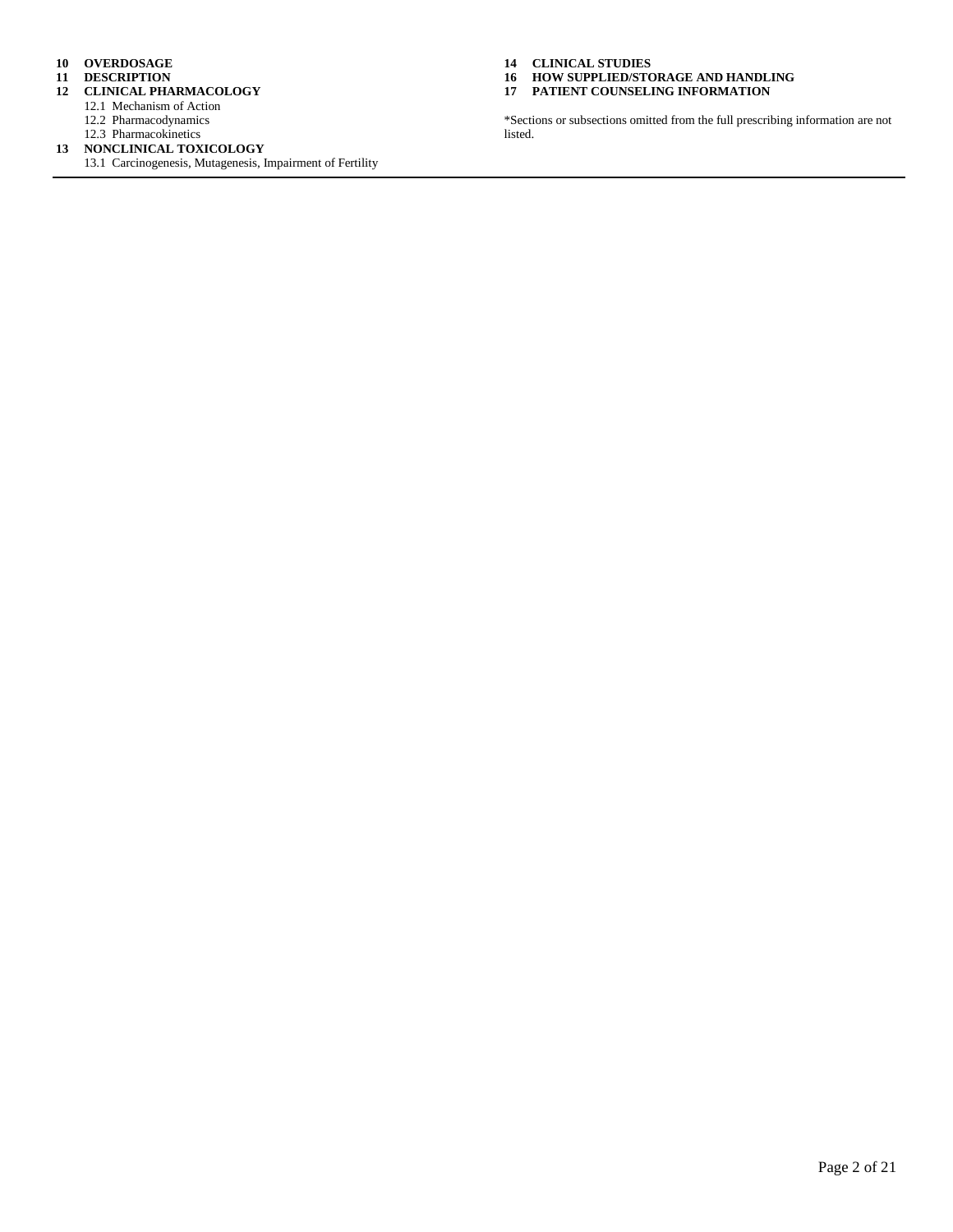**10 OVERDOSAGE**

**11 DESCRIPTION**

**12 CLINICAL PHARMACOLOGY**

12.1 Mechanism of Action

12.2 Pharmacodynamics

12.3 Pharmacokinetics

**13 NONCLINICAL TOXICOLOGY**

13.1 Carcinogenesis, Mutagenesis, Impairment of Fertility

**14 CLINICAL STUDIES**

**16 HOW SUPPLIED/STORAGE AND HANDLING**

**17 PATIENT COUNSELING INFORMATION**

*Sections or subsections omitted from the full prescribing information are not listed.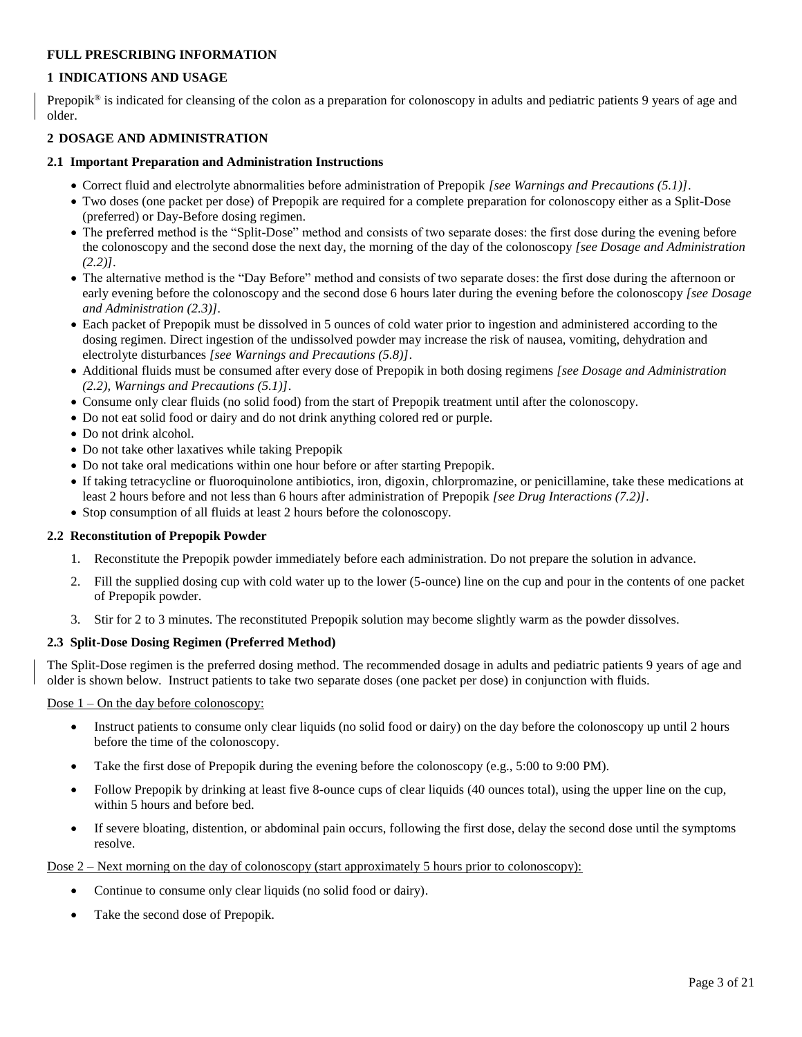## FULL PRESCRIBING INFORMATION

### 1 INDICATIONS AND USAGE

Prepopik® is indicated for cleansing of the colon as a preparation for colonoscopy in adults and pediatric patients 9 years of age and older.

### 2 DOSAGE AND ADMINISTRATION

#### 2.1 Important Preparation and Administration Instructions

- Correct fluid and electrolyte abnormalities before administration of Prepopik *[see Warnings and Precautions (5.1)]*.
- Two doses (one packet per dose) of Prepopik are required for a complete preparation for colonoscopy either as a Split-Dose (preferred) or Day-Before dosing regimen.
- The preferred method is the "Split-Dose" method and consists of two separate doses: the first dose during the evening before the colonoscopy and the second dose the next day, the morning of the day of the colonoscopy *[see Dosage and Administration (2.2)]*.
- The alternative method is the "Day Before" method and consists of two separate doses: the first dose during the afternoon or early evening before the colonoscopy and the second dose 6 hours later during the evening before the colonoscopy *[see Dosage and Administration (2.3)]*.
- Each packet of Prepopik must be dissolved in 5 ounces of cold water prior to ingestion and administered according to the dosing regimen. Direct ingestion of the undissolved powder may increase the risk of nausea, vomiting, dehydration and electrolyte disturbances *[see Warnings and Precautions (5.8)]*.
- Additional fluids must be consumed after every dose of Prepopik in both dosing regimens *[see Dosage and Administration (2.2), Warnings and Precautions (5.1)]*.
- Consume only clear fluids (no solid food) from the start of Prepopik treatment until after the colonoscopy.
- Do not eat solid food or dairy and do not drink anything colored red or purple.
- Do not drink alcohol.
- Do not take other laxatives while taking Prepopik
- Do not take oral medications within one hour before or after starting Prepopik.
- If taking tetracycline or fluoroquinolone antibiotics, iron, digoxin, chlorpromazine, or penicillamine, take these medications at least 2 hours before and not less than 6 hours after administration of Prepopik *[see Drug Interactions (7.2)]*.
- Stop consumption of all fluids at least 2 hours before the colonoscopy.

#### 2.2 Reconstitution of Prepopik Powder

1. Reconstitute the Prepopik powder immediately before each administration. Do not prepare the solution in advance.
2. Fill the supplied dosing cup with cold water up to the lower (5-ounce) line on the cup and pour in the contents of one packet of Prepopik powder.
3. Stir for 2 to 3 minutes. The reconstituted Prepopik solution may become slightly warm as the powder dissolves.

#### 2.3 Split-Dose Dosing Regimen (Preferred Method)

The Split-Dose regimen is the preferred dosing method. The recommended dosage in adults and pediatric patients 9 years of age and older is shown below. Instruct patients to take two separate doses (one packet per dose) in conjunction with fluids.

<u>Dose 1 – On the day before colonoscopy:</u>

- Instruct patients to consume only clear liquids (no solid food or dairy) on the day before the colonoscopy up until 2 hours before the time of the colonoscopy.
- Take the first dose of Prepopik during the evening before the colonoscopy (e.g., 5:00 to 9:00 PM).
- Follow Prepopik by drinking at least five 8-ounce cups of clear liquids (40 ounces total), using the upper line on the cup, within 5 hours and before bed.
- If severe bloating, distention, or abdominal pain occurs, following the first dose, delay the second dose until the symptoms resolve.

<u>Dose 2 – Next morning on the day of colonoscopy (start approximately 5 hours prior to colonoscopy):</u>

- Continue to consume only clear liquids (no solid food or dairy).
- Take the second dose of Prepopik.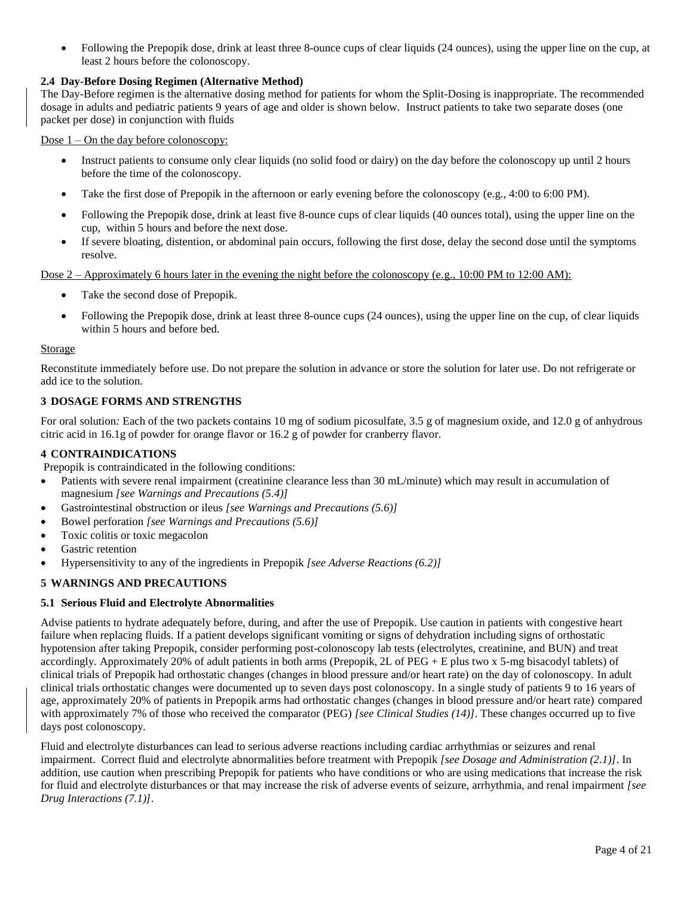- Following the Prepopik dose, drink at least three 8-ounce cups of clear liquids (24 ounces), using the upper line on the cup, at least 2 hours before the colonoscopy.

### 2.4 Day-Before Dosing Regimen (Alternative Method)

The Day-Before regimen is the alternative dosing method for patients for whom the Split-Dosing is inappropriate. The recommended dosage in adults and pediatric patients 9 years of age and older is shown below. Instruct patients to take two separate doses (one packet per dose) in conjunction with fluids

Dose 1 – On the day before colonoscopy:

- Instruct patients to consume only clear liquids (no solid food or dairy) on the day before the colonoscopy up until 2 hours before the time of the colonoscopy.
- Take the first dose of Prepopik in the afternoon or early evening before the colonoscopy (e.g., 4:00 to 6:00 PM).
- Following the Prepopik dose, drink at least five 8-ounce cups of clear liquids (40 ounces total), using the upper line on the cup, within 5 hours and before the next dose.
- If severe bloating, distention, or abdominal pain occurs, following the first dose, delay the second dose until the symptoms resolve.

Dose 2 – Approximately 6 hours later in the evening the night before the colonoscopy (e.g., 10:00 PM to 12:00 AM):

- Take the second dose of Prepopik.
- Following the Prepopik dose, drink at least three 8-ounce cups (24 ounces), using the upper line on the cup, of clear liquids within 5 hours and before bed.

Storage

Reconstitute immediately before use. Do not prepare the solution in advance or store the solution for later use. Do not refrigerate or add ice to the solution.

## 3 DOSAGE FORMS AND STRENGTHS

For oral solution*:* Each of the two packets contains 10 mg of sodium picosulfate, 3.5 g of magnesium oxide, and 12.0 g of anhydrous citric acid in 16.1g of powder for orange flavor or 16.2 g of powder for cranberry flavor.

## 4 CONTRAINDICATIONS

Prepopik is contraindicated in the following conditions:

- Patients with severe renal impairment (creatinine clearance less than 30 mL/minute) which may result in accumulation of magnesium *[see Warnings and Precautions (5.4)]*
- Gastrointestinal obstruction or ileus *[see Warnings and Precautions (5.6)]*
- Bowel perforation *[see Warnings and Precautions (5.6)]*
- Toxic colitis or toxic megacolon
- Gastric retention
- Hypersensitivity to any of the ingredients in Prepopik *[see Adverse Reactions (6.2)]*

## 5 WARNINGS AND PRECAUTIONS

### 5.1 Serious Fluid and Electrolyte Abnormalities

Advise patients to hydrate adequately before, during, and after the use of Prepopik. Use caution in patients with congestive heart failure when replacing fluids. If a patient develops significant vomiting or signs of dehydration including signs of orthostatic hypotension after taking Prepopik, consider performing post-colonoscopy lab tests (electrolytes, creatinine, and BUN) and treat accordingly. Approximately 20% of adult patients in both arms (Prepopik, 2L of PEG + E plus two x 5-mg bisacodyl tablets) of clinical trials of Prepopik had orthostatic changes (changes in blood pressure and/or heart rate) on the day of colonoscopy. In adult clinical trials orthostatic changes were documented up to seven days post colonoscopy. In a single study of patients 9 to 16 years of age, approximately 20% of patients in Prepopik arms had orthostatic changes (changes in blood pressure and/or heart rate) compared with approximately 7% of those who received the comparator (PEG) *[see Clinical Studies (14)]*. These changes occurred up to five days post colonoscopy.

Fluid and electrolyte disturbances can lead to serious adverse reactions including cardiac arrhythmias or seizures and renal impairment. Correct fluid and electrolyte abnormalities before treatment with Prepopik *[see Dosage and Administration (2.1)]*. In addition, use caution when prescribing Prepopik for patients who have conditions or who are using medications that increase the risk for fluid and electrolyte disturbances or that may increase the risk of adverse events of seizure, arrhythmia, and renal impairment *[see Drug Interactions (7.1)]*.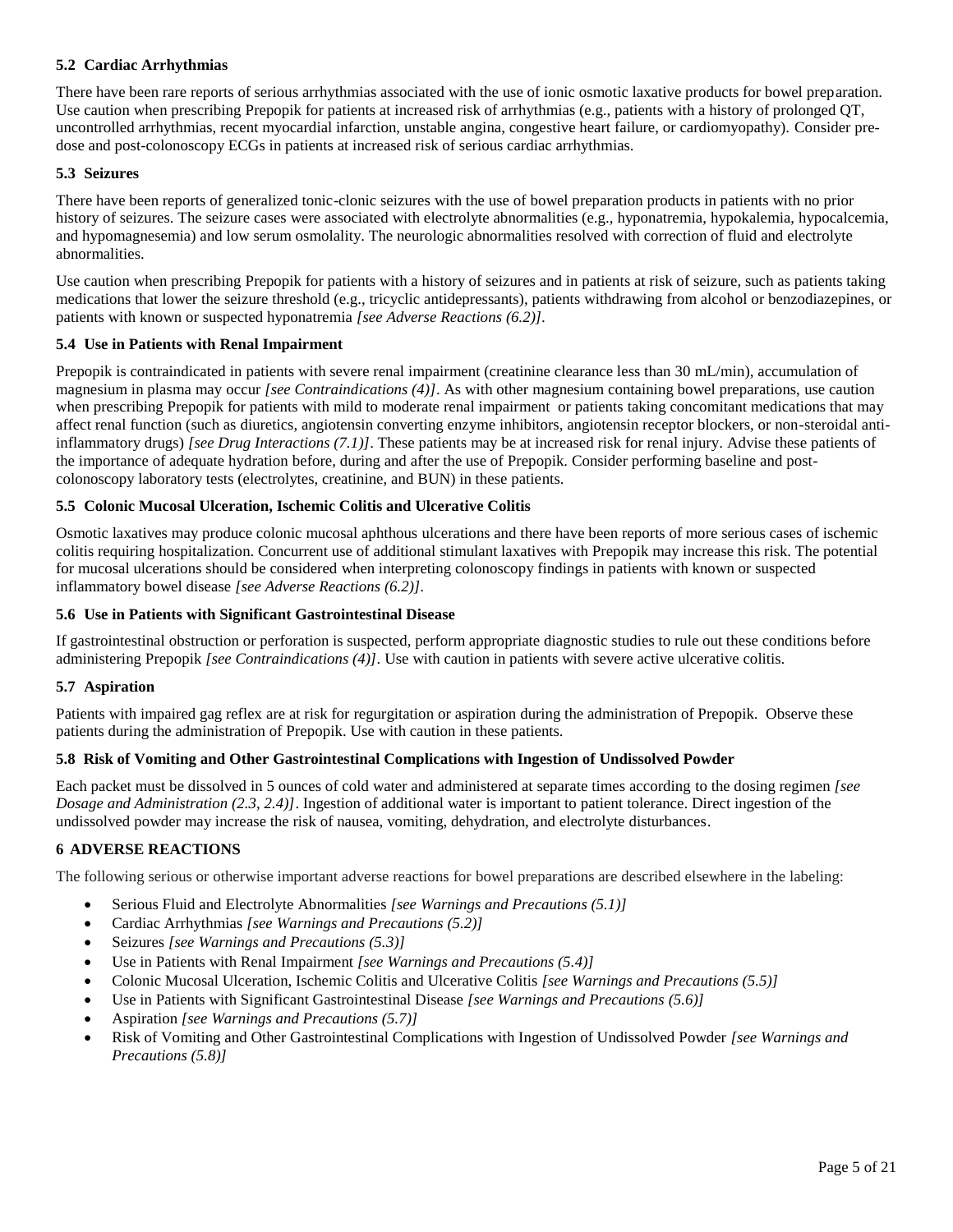### 5.2 Cardiac Arrhythmias

There have been rare reports of serious arrhythmias associated with the use of ionic osmotic laxative products for bowel preparation. Use caution when prescribing Prepopik for patients at increased risk of arrhythmias (e.g., patients with a history of prolonged QT, uncontrolled arrhythmias, recent myocardial infarction, unstable angina, congestive heart failure, or cardiomyopathy). Consider pre-dose and post-colonoscopy ECGs in patients at increased risk of serious cardiac arrhythmias.

### 5.3 Seizures

There have been reports of generalized tonic-clonic seizures with the use of bowel preparation products in patients with no prior history of seizures. The seizure cases were associated with electrolyte abnormalities (e.g., hyponatremia, hypokalemia, hypocalcemia, and hypomagnesemia) and low serum osmolality. The neurologic abnormalities resolved with correction of fluid and electrolyte abnormalities.

Use caution when prescribing Prepopik for patients with a history of seizures and in patients at risk of seizure, such as patients taking medications that lower the seizure threshold (e.g., tricyclic antidepressants), patients withdrawing from alcohol or benzodiazepines, or patients with known or suspected hyponatremia *[see Adverse Reactions (6.2)]*.

### 5.4 Use in Patients with Renal Impairment

Prepopik is contraindicated in patients with severe renal impairment (creatinine clearance less than 30 mL/min), accumulation of magnesium in plasma may occur *[see Contraindications (4)]*. As with other magnesium containing bowel preparations, use caution when prescribing Prepopik for patients with mild to moderate renal impairment or patients taking concomitant medications that may affect renal function (such as diuretics, angiotensin converting enzyme inhibitors, angiotensin receptor blockers, or non-steroidal anti-inflammatory drugs) *[see Drug Interactions (7.1)]*. These patients may be at increased risk for renal injury. Advise these patients of the importance of adequate hydration before, during and after the use of Prepopik. Consider performing baseline and post-colonoscopy laboratory tests (electrolytes, creatinine, and BUN) in these patients.

### 5.5 Colonic Mucosal Ulceration, Ischemic Colitis and Ulcerative Colitis

Osmotic laxatives may produce colonic mucosal aphthous ulcerations and there have been reports of more serious cases of ischemic colitis requiring hospitalization. Concurrent use of additional stimulant laxatives with Prepopik may increase this risk. The potential for mucosal ulcerations should be considered when interpreting colonoscopy findings in patients with known or suspected inflammatory bowel disease *[see Adverse Reactions (6.2)]*.

### 5.6 Use in Patients with Significant Gastrointestinal Disease

If gastrointestinal obstruction or perforation is suspected, perform appropriate diagnostic studies to rule out these conditions before administering Prepopik *[see Contraindications (4)]*. Use with caution in patients with severe active ulcerative colitis.

### 5.7 Aspiration

Patients with impaired gag reflex are at risk for regurgitation or aspiration during the administration of Prepopik. Observe these patients during the administration of Prepopik. Use with caution in these patients.

### 5.8 Risk of Vomiting and Other Gastrointestinal Complications with Ingestion of Undissolved Powder

Each packet must be dissolved in 5 ounces of cold water and administered at separate times according to the dosing regimen *[see Dosage and Administration (2.3, 2.4)]*. Ingestion of additional water is important to patient tolerance. Direct ingestion of the undissolved powder may increase the risk of nausea, vomiting, dehydration, and electrolyte disturbances.

## 6 ADVERSE REACTIONS

The following serious or otherwise important adverse reactions for bowel preparations are described elsewhere in the labeling:

- Serious Fluid and Electrolyte Abnormalities *[see Warnings and Precautions (5.1)]*
- Cardiac Arrhythmias *[see Warnings and Precautions (5.2)]*
- Seizures *[see Warnings and Precautions (5.3)]*
- Use in Patients with Renal Impairment *[see Warnings and Precautions (5.4)]*
- Colonic Mucosal Ulceration, Ischemic Colitis and Ulcerative Colitis *[see Warnings and Precautions (5.5)]*
- Use in Patients with Significant Gastrointestinal Disease *[see Warnings and Precautions (5.6)]*
- Aspiration *[see Warnings and Precautions (5.7)]*
- Risk of Vomiting and Other Gastrointestinal Complications with Ingestion of Undissolved Powder *[see Warnings and Precautions (5.8)]*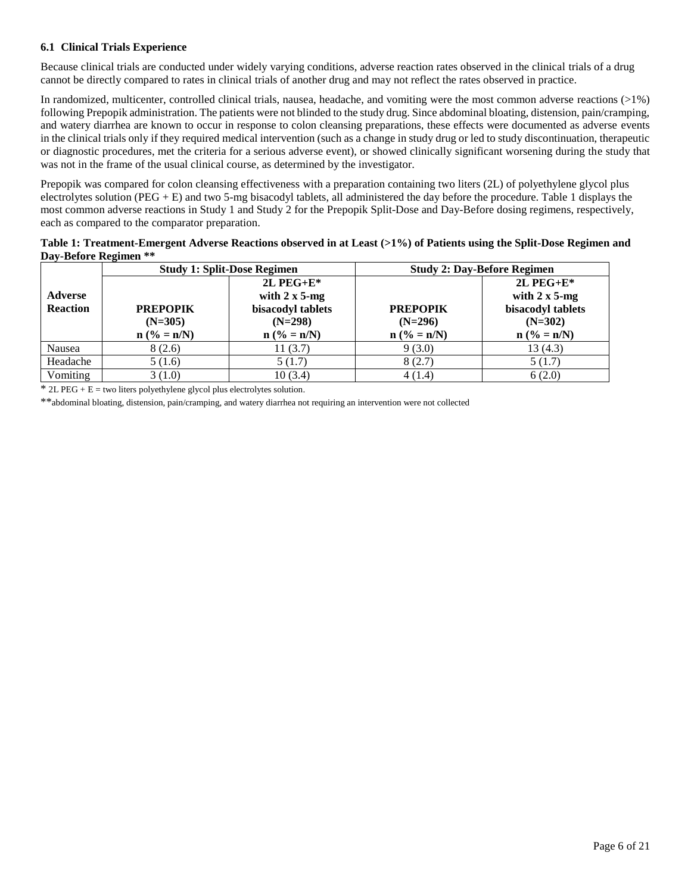### 6.1 Clinical Trials Experience

Because clinical trials are conducted under widely varying conditions, adverse reaction rates observed in the clinical trials of a drug cannot be directly compared to rates in clinical trials of another drug and may not reflect the rates observed in practice.

In randomized, multicenter, controlled clinical trials, nausea, headache, and vomiting were the most common adverse reactions (>1%) following Prepopik administration. The patients were not blinded to the study drug. Since abdominal bloating, distension, pain/cramping, and watery diarrhea are known to occur in response to colon cleansing preparations, these effects were documented as adverse events in the clinical trials only if they required medical intervention (such as a change in study drug or led to study discontinuation, therapeutic or diagnostic procedures, met the criteria for a serious adverse event), or showed clinically significant worsening during the study that was not in the frame of the usual clinical course, as determined by the investigator.

Prepopik was compared for colon cleansing effectiveness with a preparation containing two liters (2L) of polyethylene glycol plus electrolytes solution (PEG + E) and two 5-mg bisacodyl tablets, all administered the day before the procedure. Table 1 displays the most common adverse reactions in Study 1 and Study 2 for the Prepopik Split-Dose and Day-Before dosing regimens, respectively, each as compared to the comparator preparation.

**Table 1: Treatment-Emergent Adverse Reactions observed in at Least (>1%) of Patients using the Split-Dose Regimen and Day-Before Regimen \*\***

| | **Study 1: Split-Dose Regimen** | | **Study 2: Day-Before Regimen** | |
|---|---|---|---|---|
| **Adverse Reaction** | **PREPOPIK (N=305) n (% = n/N)** | **2L PEG+E* with 2 x 5-mg bisacodyl tablets (N=298) n (% = n/N)** | **PREPOPIK (N=296) n (% = n/N)** | **2L PEG+E* with 2 x 5-mg bisacodyl tablets (N=302) n (% = n/N)** |
| Nausea | 8 (2.6) | 11 (3.7) | 9 (3.0) | 13 (4.3) |
| Headache | 5 (1.6) | 5 (1.7) | 8 (2.7) | 5 (1.7) |
| Vomiting | 3 (1.0) | 10 (3.4) | 4 (1.4) | 6 (2.0) |

\* 2L PEG + E = two liters polyethylene glycol plus electrolytes solution.

\*\*abdominal bloating, distension, pain/cramping, and watery diarrhea not requiring an intervention were not collected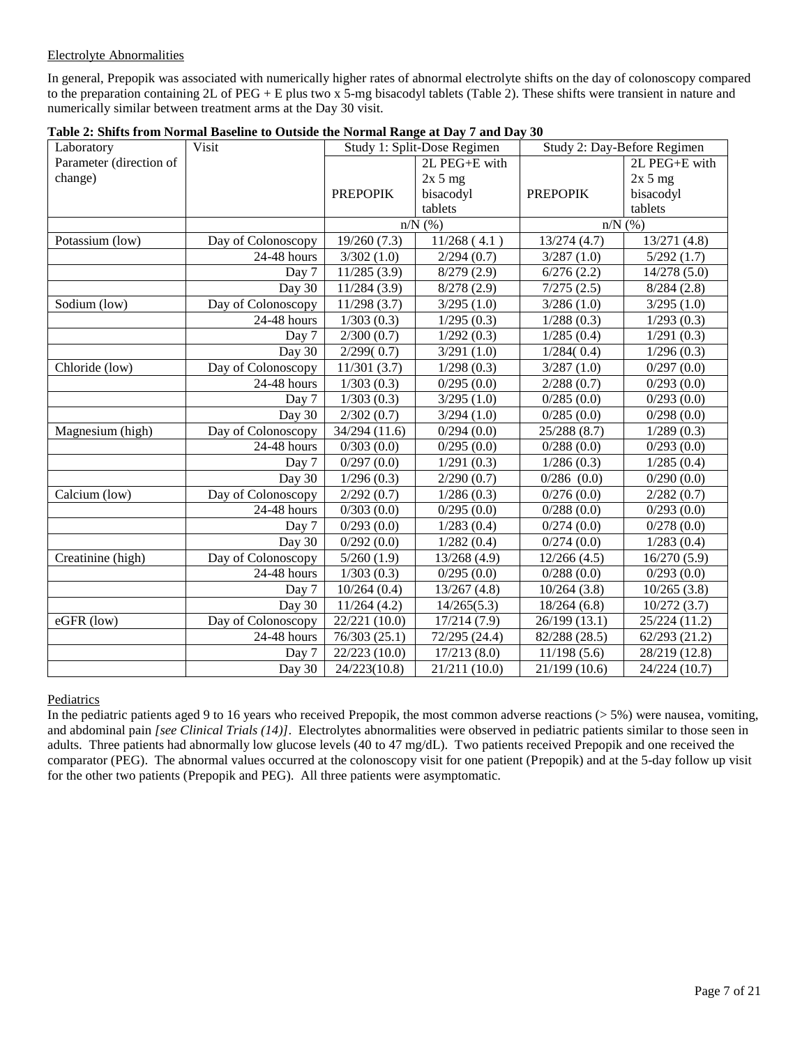Electrolyte Abnormalities

In general, Prepopik was associated with numerically higher rates of abnormal electrolyte shifts on the day of colonoscopy compared to the preparation containing 2L of PEG + E plus two x 5-mg bisacodyl tablets (Table 2). These shifts were transient in nature and numerically similar between treatment arms at the Day 30 visit.

**Table 2: Shifts from Normal Baseline to Outside the Normal Range at Day 7 and Day 30**

| Laboratory Parameter (direction of change) | Visit | Study 1: Split-Dose Regimen | | Study 2: Day-Before Regimen | |
|---|---|---|---|---|---|
| | | PREPOPIK | 2L PEG+E with 2x 5 mg bisacodyl tablets | PREPOPIK | 2L PEG+E with 2x 5 mg bisacodyl tablets |
| | | n/N (%) | | n/N (%) | |
| Potassium (low) | Day of Colonoscopy | 19/260 (7.3) | 11/268 ( 4.1 ) | 13/274 (4.7) | 13/271 (4.8) |
| | 24-48 hours | 3/302 (1.0) | 2/294 (0.7) | 3/287 (1.0) | 5/292 (1.7) |
| | Day 7 | 11/285 (3.9) | 8/279 (2.9) | 6/276 (2.2) | 14/278 (5.0) |
| | Day 30 | 11/284 (3.9) | 8/278 (2.9) | 7/275 (2.5) | 8/284 (2.8) |
| Sodium (low) | Day of Colonoscopy | 11/298 (3.7) | 3/295 (1.0) | 3/286 (1.0) | 3/295 (1.0) |
| | 24-48 hours | 1/303 (0.3) | 1/295 (0.3) | 1/288 (0.3) | 1/293 (0.3) |
| | Day 7 | 2/300 (0.7) | 1/292 (0.3) | 1/285 (0.4) | 1/291 (0.3) |
| | Day 30 | 2/299( 0.7) | 3/291 (1.0) | 1/284( 0.4) | 1/296 (0.3) |
| Chloride (low) | Day of Colonoscopy | 11/301 (3.7) | 1/298 (0.3) | 3/287 (1.0) | 0/297 (0.0) |
| | 24-48 hours | 1/303 (0.3) | 0/295 (0.0) | 2/288 (0.7) | 0/293 (0.0) |
| | Day 7 | 1/303 (0.3) | 3/295 (1.0) | 0/285 (0.0) | 0/293 (0.0) |
| | Day 30 | 2/302 (0.7) | 3/294 (1.0) | 0/285 (0.0) | 0/298 (0.0) |
| Magnesium (high) | Day of Colonoscopy | 34/294 (11.6) | 0/294 (0.0) | 25/288 (8.7) | 1/289 (0.3) |
| | 24-48 hours | 0/303 (0.0) | 0/295 (0.0) | 0/288 (0.0) | 0/293 (0.0) |
| | Day 7 | 0/297 (0.0) | 1/291 (0.3) | 1/286 (0.3) | 1/285 (0.4) |
| | Day 30 | 1/296 (0.3) | 2/290 (0.7) | 0/286 (0.0) | 0/290 (0.0) |
| Calcium (low) | Day of Colonoscopy | 2/292 (0.7) | 1/286 (0.3) | 0/276 (0.0) | 2/282 (0.7) |
| | 24-48 hours | 0/303 (0.0) | 0/295 (0.0) | 0/288 (0.0) | 0/293 (0.0) |
| | Day 7 | 0/293 (0.0) | 1/283 (0.4) | 0/274 (0.0) | 0/278 (0.0) |
| | Day 30 | 0/292 (0.0) | 1/282 (0.4) | 0/274 (0.0) | 1/283 (0.4) |
| Creatinine (high) | Day of Colonoscopy | 5/260 (1.9) | 13/268 (4.9) | 12/266 (4.5) | 16/270 (5.9) |
| | 24-48 hours | 1/303 (0.3) | 0/295 (0.0) | 0/288 (0.0) | 0/293 (0.0) |
| | Day 7 | 10/264 (0.4) | 13/267 (4.8) | 10/264 (3.8) | 10/265 (3.8) |
| | Day 30 | 11/264 (4.2) | 14/265(5.3) | 18/264 (6.8) | 10/272 (3.7) |
| eGFR (low) | Day of Colonoscopy | 22/221 (10.0) | 17/214 (7.9) | 26/199 (13.1) | 25/224 (11.2) |
| | 24-48 hours | 76/303 (25.1) | 72/295 (24.4) | 82/288 (28.5) | 62/293 (21.2) |
| | Day 7 | 22/223 (10.0) | 17/213 (8.0) | 11/198 (5.6) | 28/219 (12.8) |
| | Day 30 | 24/223(10.8) | 21/211 (10.0) | 21/199 (10.6) | 24/224 (10.7) |

Pediatrics

In the pediatric patients aged 9 to 16 years who received Prepopik, the most common adverse reactions (> 5%) were nausea, vomiting, and abdominal pain *[see Clinical Trials (14)]*. Electrolytes abnormalities were observed in pediatric patients similar to those seen in adults. Three patients had abnormally low glucose levels (40 to 47 mg/dL). Two patients received Prepopik and one received the comparator (PEG). The abnormal values occurred at the colonoscopy visit for one patient (Prepopik) and at the 5-day follow up visit for the other two patients (Prepopik and PEG). All three patients were asymptomatic.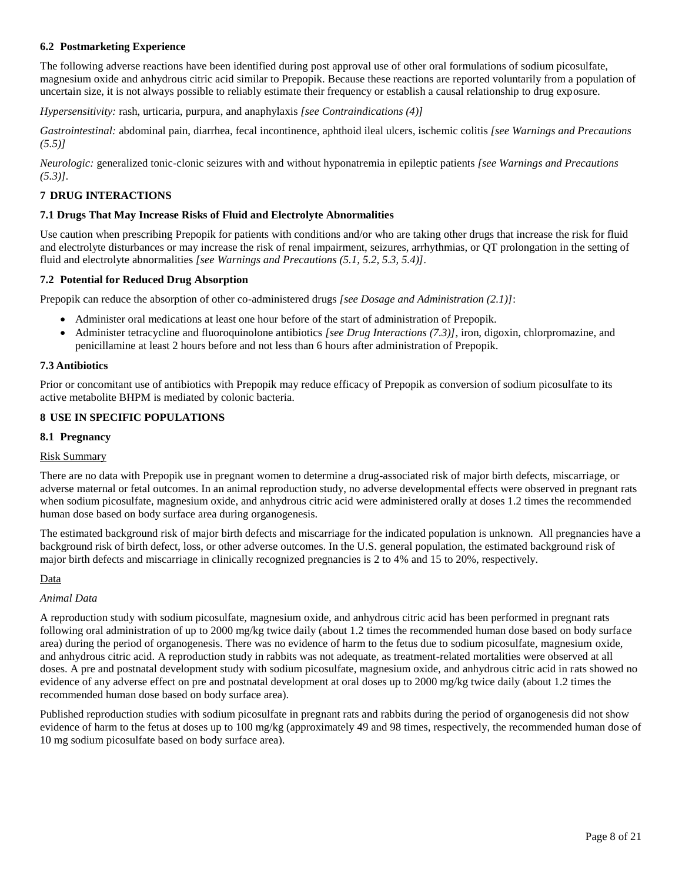### 6.2 Postmarketing Experience

The following adverse reactions have been identified during post approval use of other oral formulations of sodium picosulfate, magnesium oxide and anhydrous citric acid similar to Prepopik. Because these reactions are reported voluntarily from a population of uncertain size, it is not always possible to reliably estimate their frequency or establish a causal relationship to drug exposure.

*Hypersensitivity:* rash, urticaria, purpura, and anaphylaxis *[see Contraindications (4)]*

*Gastrointestinal:* abdominal pain, diarrhea, fecal incontinence, aphthoid ileal ulcers, ischemic colitis *[see Warnings and Precautions (5.5)]*

*Neurologic:* generalized tonic-clonic seizures with and without hyponatremia in epileptic patients *[see Warnings and Precautions (5.3)]*.

## 7 DRUG INTERACTIONS

### 7.1 Drugs That May Increase Risks of Fluid and Electrolyte Abnormalities

Use caution when prescribing Prepopik for patients with conditions and/or who are taking other drugs that increase the risk for fluid and electrolyte disturbances or may increase the risk of renal impairment, seizures, arrhythmias, or QT prolongation in the setting of fluid and electrolyte abnormalities *[see Warnings and Precautions (5.1, 5.2, 5.3, 5.4)]*.

### 7.2 Potential for Reduced Drug Absorption

Prepopik can reduce the absorption of other co-administered drugs *[see Dosage and Administration (2.1)]*:

- Administer oral medications at least one hour before of the start of administration of Prepopik.
- Administer tetracycline and fluoroquinolone antibiotics *[see Drug Interactions (7.3)]*, iron, digoxin, chlorpromazine, and penicillamine at least 2 hours before and not less than 6 hours after administration of Prepopik.

### 7.3 Antibiotics

Prior or concomitant use of antibiotics with Prepopik may reduce efficacy of Prepopik as conversion of sodium picosulfate to its active metabolite BHPM is mediated by colonic bacteria.

## 8 USE IN SPECIFIC POPULATIONS

### 8.1 Pregnancy

Risk Summary

There are no data with Prepopik use in pregnant women to determine a drug-associated risk of major birth defects, miscarriage, or adverse maternal or fetal outcomes. In an animal reproduction study, no adverse developmental effects were observed in pregnant rats when sodium picosulfate, magnesium oxide, and anhydrous citric acid were administered orally at doses 1.2 times the recommended human dose based on body surface area during organogenesis.

The estimated background risk of major birth defects and miscarriage for the indicated population is unknown. All pregnancies have a background risk of birth defect, loss, or other adverse outcomes. In the U.S. general population, the estimated background risk of major birth defects and miscarriage in clinically recognized pregnancies is 2 to 4% and 15 to 20%, respectively.

Data

*Animal Data*

A reproduction study with sodium picosulfate, magnesium oxide, and anhydrous citric acid has been performed in pregnant rats following oral administration of up to 2000 mg/kg twice daily (about 1.2 times the recommended human dose based on body surface area) during the period of organogenesis. There was no evidence of harm to the fetus due to sodium picosulfate, magnesium oxide, and anhydrous citric acid. A reproduction study in rabbits was not adequate, as treatment-related mortalities were observed at all doses. A pre and postnatal development study with sodium picosulfate, magnesium oxide, and anhydrous citric acid in rats showed no evidence of any adverse effect on pre and postnatal development at oral doses up to 2000 mg/kg twice daily (about 1.2 times the recommended human dose based on body surface area).

Published reproduction studies with sodium picosulfate in pregnant rats and rabbits during the period of organogenesis did not show evidence of harm to the fetus at doses up to 100 mg/kg (approximately 49 and 98 times, respectively, the recommended human dose of 10 mg sodium picosulfate based on body surface area).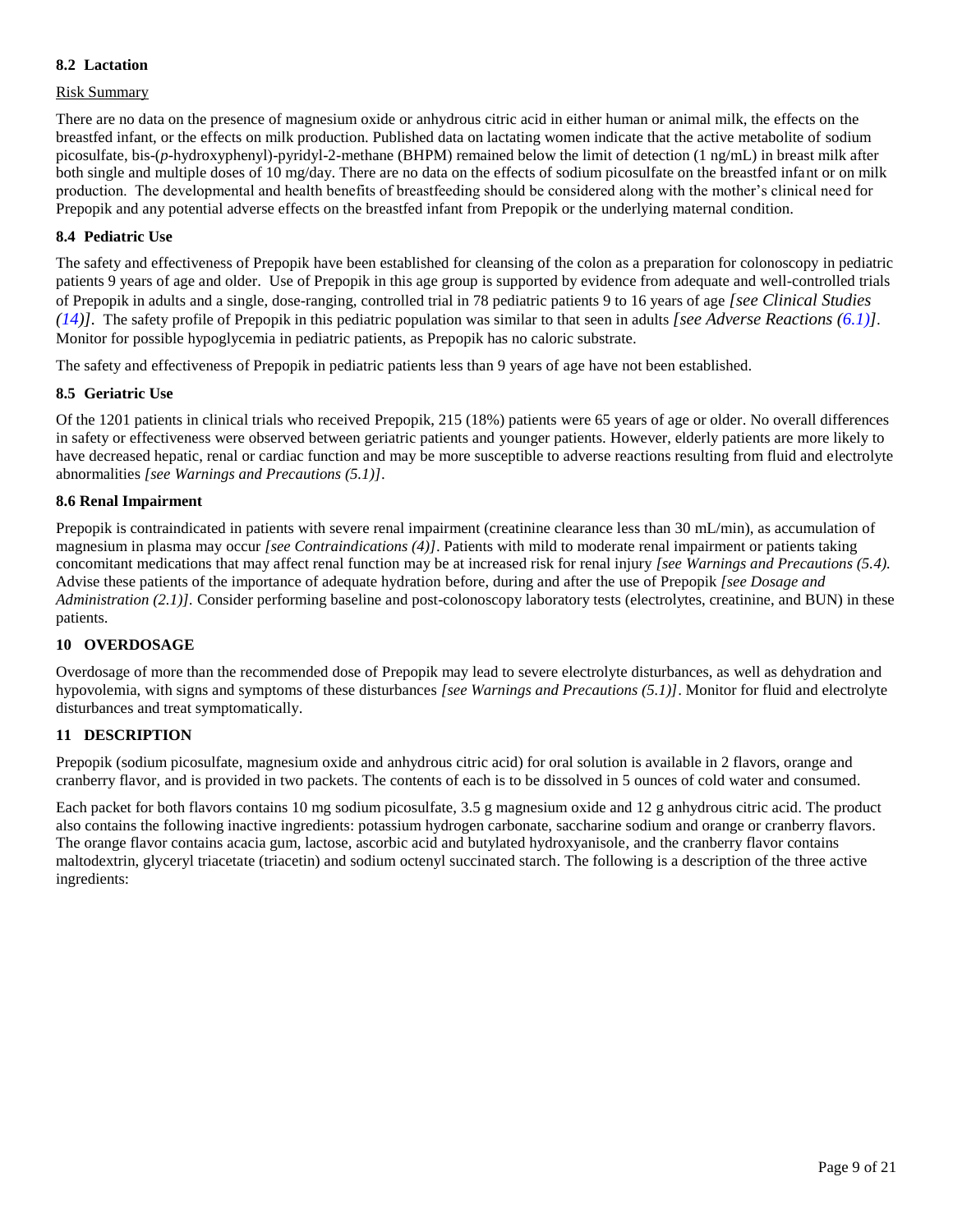### 8.2 Lactation

Risk Summary

There are no data on the presence of magnesium oxide or anhydrous citric acid in either human or animal milk, the effects on the breastfed infant, or the effects on milk production. Published data on lactating women indicate that the active metabolite of sodium picosulfate, bis-(*p*-hydroxyphenyl)-pyridyl-2-methane (BHPM) remained below the limit of detection (1 ng/mL) in breast milk after both single and multiple doses of 10 mg/day. There are no data on the effects of sodium picosulfate on the breastfed infant or on milk production. The developmental and health benefits of breastfeeding should be considered along with the mother's clinical need for Prepopik and any potential adverse effects on the breastfed infant from Prepopik or the underlying maternal condition.

### 8.4 Pediatric Use

The safety and effectiveness of Prepopik have been established for cleansing of the colon as a preparation for colonoscopy in pediatric patients 9 years of age and older. Use of Prepopik in this age group is supported by evidence from adequate and well-controlled trials of Prepopik in adults and a single, dose-ranging, controlled trial in 78 pediatric patients 9 to 16 years of age *[see Clinical Studies (14)]*. The safety profile of Prepopik in this pediatric population was similar to that seen in adults *[see Adverse Reactions (6.1)]*. Monitor for possible hypoglycemia in pediatric patients, as Prepopik has no caloric substrate.

The safety and effectiveness of Prepopik in pediatric patients less than 9 years of age have not been established.

### 8.5 Geriatric Use

Of the 1201 patients in clinical trials who received Prepopik, 215 (18%) patients were 65 years of age or older. No overall differences in safety or effectiveness were observed between geriatric patients and younger patients. However, elderly patients are more likely to have decreased hepatic, renal or cardiac function and may be more susceptible to adverse reactions resulting from fluid and electrolyte abnormalities *[see Warnings and Precautions (5.1)]*.

### 8.6 Renal Impairment

Prepopik is contraindicated in patients with severe renal impairment (creatinine clearance less than 30 mL/min), as accumulation of magnesium in plasma may occur *[see Contraindications (4)]*. Patients with mild to moderate renal impairment or patients taking concomitant medications that may affect renal function may be at increased risk for renal injury *[see Warnings and Precautions (5.4).* Advise these patients of the importance of adequate hydration before, during and after the use of Prepopik *[see Dosage and Administration (2.1)]*. Consider performing baseline and post-colonoscopy laboratory tests (electrolytes, creatinine, and BUN) in these patients.

## 10 OVERDOSAGE

Overdosage of more than the recommended dose of Prepopik may lead to severe electrolyte disturbances, as well as dehydration and hypovolemia, with signs and symptoms of these disturbances *[see Warnings and Precautions (5.1)]*. Monitor for fluid and electrolyte disturbances and treat symptomatically.

## 11 DESCRIPTION

Prepopik (sodium picosulfate, magnesium oxide and anhydrous citric acid) for oral solution is available in 2 flavors, orange and cranberry flavor, and is provided in two packets. The contents of each is to be dissolved in 5 ounces of cold water and consumed.

Each packet for both flavors contains 10 mg sodium picosulfate, 3.5 g magnesium oxide and 12 g anhydrous citric acid. The product also contains the following inactive ingredients: potassium hydrogen carbonate, saccharine sodium and orange or cranberry flavors. The orange flavor contains acacia gum, lactose, ascorbic acid and butylated hydroxyanisole, and the cranberry flavor contains maltodextrin, glyceryl triacetate (triacetin) and sodium octenyl succinated starch. The following is a description of the three active ingredients: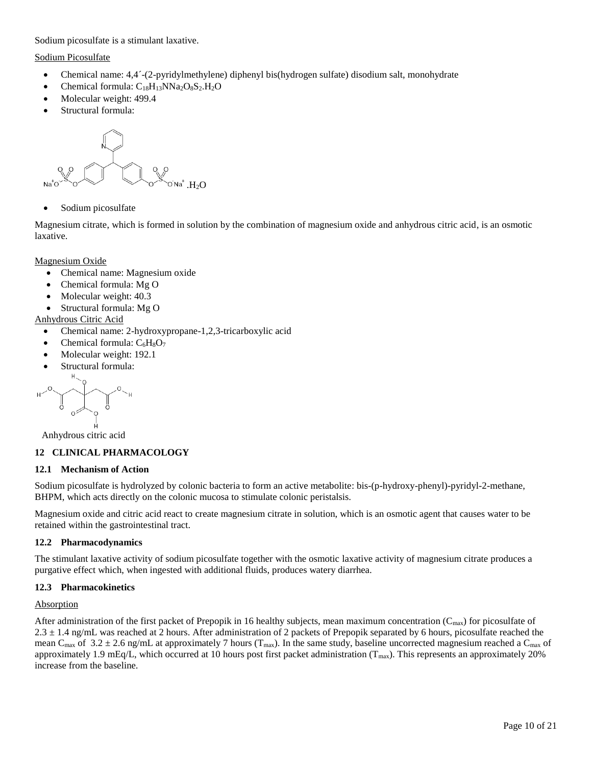Sodium picosulfate is a stimulant laxative.

Sodium Picosulfate

- Chemical name: 4,4´-(2-pyridylmethylene) diphenyl bis(hydrogen sulfate) disodium salt, monohydrate
- Chemical formula: $C_{18}H_{13}NNa_2O_8S_2.H_2O$
- Molecular weight: 499.4
- Structural formula:

- Sodium picosulfate

Magnesium citrate, which is formed in solution by the combination of magnesium oxide and anhydrous citric acid, is an osmotic laxative.

Magnesium Oxide

- Chemical name: Magnesium oxide
- Chemical formula: Mg O
- Molecular weight: 40.3
- Structural formula: Mg O

Anhydrous Citric Acid

- Chemical name: 2-hydroxypropane-1,2,3-tricarboxylic acid
- Chemical formula: $C_6H_8O_7$
- Molecular weight: 192.1
- Structural formula:

Anhydrous citric acid

## 12 CLINICAL PHARMACOLOGY

### 12.1 Mechanism of Action

Sodium picosulfate is hydrolyzed by colonic bacteria to form an active metabolite: bis-(p-hydroxy-phenyl)-pyridyl-2-methane, BHPM, which acts directly on the colonic mucosa to stimulate colonic peristalsis.

Magnesium oxide and citric acid react to create magnesium citrate in solution, which is an osmotic agent that causes water to be retained within the gastrointestinal tract.

### 12.2 Pharmacodynamics

The stimulant laxative activity of sodium picosulfate together with the osmotic laxative activity of magnesium citrate produces a purgative effect which, when ingested with additional fluids, produces watery diarrhea.

### 12.3 Pharmacokinetics

Absorption

After administration of the first packet of Prepopik in 16 healthy subjects, mean maximum concentration ($C_{max}$) for picosulfate of $2.3 \pm 1.4$ ng/mL was reached at 2 hours. After administration of 2 packets of Prepopik separated by 6 hours, picosulfate reached the mean $C_{max}$ of $3.2 \pm 2.6$ ng/mL at approximately 7 hours ($T_{max}$). In the same study, baseline uncorrected magnesium reached a $C_{max}$ of approximately 1.9 mEq/L, which occurred at 10 hours post first packet administration ($T_{max}$). This represents an approximately 20% increase from the baseline.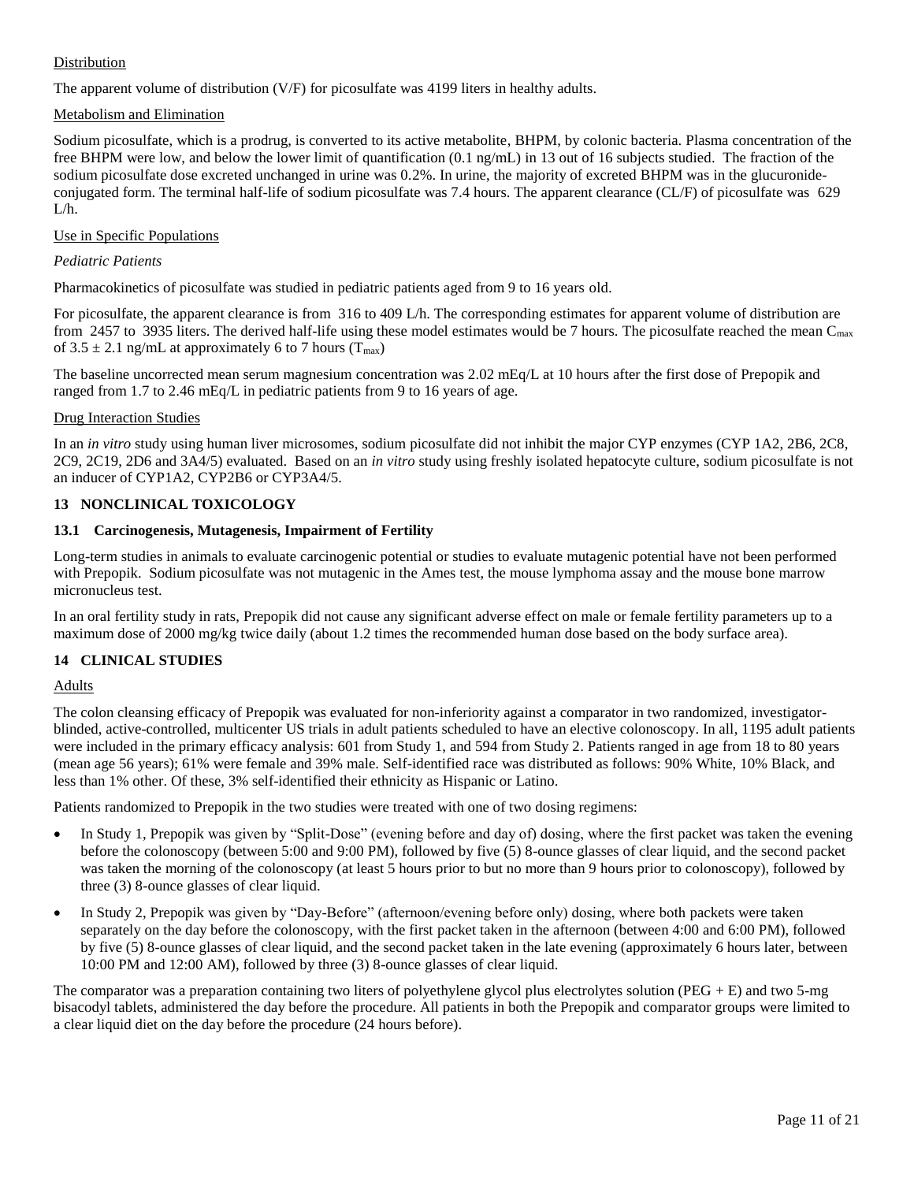Distribution

The apparent volume of distribution (V/F) for picosulfate was 4199 liters in healthy adults.

Metabolism and Elimination

Sodium picosulfate, which is a prodrug, is converted to its active metabolite, BHPM, by colonic bacteria. Plasma concentration of the free BHPM were low, and below the lower limit of quantification (0.1 ng/mL) in 13 out of 16 subjects studied. The fraction of the sodium picosulfate dose excreted unchanged in urine was 0.2%. In urine, the majority of excreted BHPM was in the glucuronide-conjugated form. The terminal half-life of sodium picosulfate was 7.4 hours. The apparent clearance (CL/F) of picosulfate was 629 L/h.

Use in Specific Populations

*Pediatric Patients*

Pharmacokinetics of picosulfate was studied in pediatric patients aged from 9 to 16 years old.

For picosulfate, the apparent clearance is from 316 to 409 L/h. The corresponding estimates for apparent volume of distribution are from 2457 to 3935 liters. The derived half-life using these model estimates would be 7 hours. The picosulfate reached the mean $C_{max}$ of $3.5 \pm 2.1$ ng/mL at approximately 6 to 7 hours ($T_{max}$)

The baseline uncorrected mean serum magnesium concentration was 2.02 mEq/L at 10 hours after the first dose of Prepopik and ranged from 1.7 to 2.46 mEq/L in pediatric patients from 9 to 16 years of age.

Drug Interaction Studies

In an *in vitro* study using human liver microsomes, sodium picosulfate did not inhibit the major CYP enzymes (CYP 1A2, 2B6, 2C8, 2C9, 2C19, 2D6 and 3A4/5) evaluated. Based on an *in vitro* study using freshly isolated hepatocyte culture, sodium picosulfate is not an inducer of CYP1A2, CYP2B6 or CYP3A4/5.

## 13 NONCLINICAL TOXICOLOGY

### 13.1 Carcinogenesis, Mutagenesis, Impairment of Fertility

Long-term studies in animals to evaluate carcinogenic potential or studies to evaluate mutagenic potential have not been performed with Prepopik. Sodium picosulfate was not mutagenic in the Ames test, the mouse lymphoma assay and the mouse bone marrow micronucleus test.

In an oral fertility study in rats, Prepopik did not cause any significant adverse effect on male or female fertility parameters up to a maximum dose of 2000 mg/kg twice daily (about 1.2 times the recommended human dose based on the body surface area).

## 14 CLINICAL STUDIES

Adults

The colon cleansing efficacy of Prepopik was evaluated for non-inferiority against a comparator in two randomized, investigator-blinded, active-controlled, multicenter US trials in adult patients scheduled to have an elective colonoscopy. In all, 1195 adult patients were included in the primary efficacy analysis: 601 from Study 1, and 594 from Study 2. Patients ranged in age from 18 to 80 years (mean age 56 years); 61% were female and 39% male. Self-identified race was distributed as follows: 90% White, 10% Black, and less than 1% other. Of these, 3% self-identified their ethnicity as Hispanic or Latino.

Patients randomized to Prepopik in the two studies were treated with one of two dosing regimens:

- In Study 1, Prepopik was given by "Split-Dose" (evening before and day of) dosing, where the first packet was taken the evening before the colonoscopy (between 5:00 and 9:00 PM), followed by five (5) 8-ounce glasses of clear liquid, and the second packet was taken the morning of the colonoscopy (at least 5 hours prior to but no more than 9 hours prior to colonoscopy), followed by three (3) 8-ounce glasses of clear liquid.
- In Study 2, Prepopik was given by "Day-Before" (afternoon/evening before only) dosing, where both packets were taken separately on the day before the colonoscopy, with the first packet taken in the afternoon (between 4:00 and 6:00 PM), followed by five (5) 8-ounce glasses of clear liquid, and the second packet taken in the late evening (approximately 6 hours later, between 10:00 PM and 12:00 AM), followed by three (3) 8-ounce glasses of clear liquid.

The comparator was a preparation containing two liters of polyethylene glycol plus electrolytes solution (PEG + E) and two 5-mg bisacodyl tablets, administered the day before the procedure. All patients in both the Prepopik and comparator groups were limited to a clear liquid diet on the day before the procedure (24 hours before).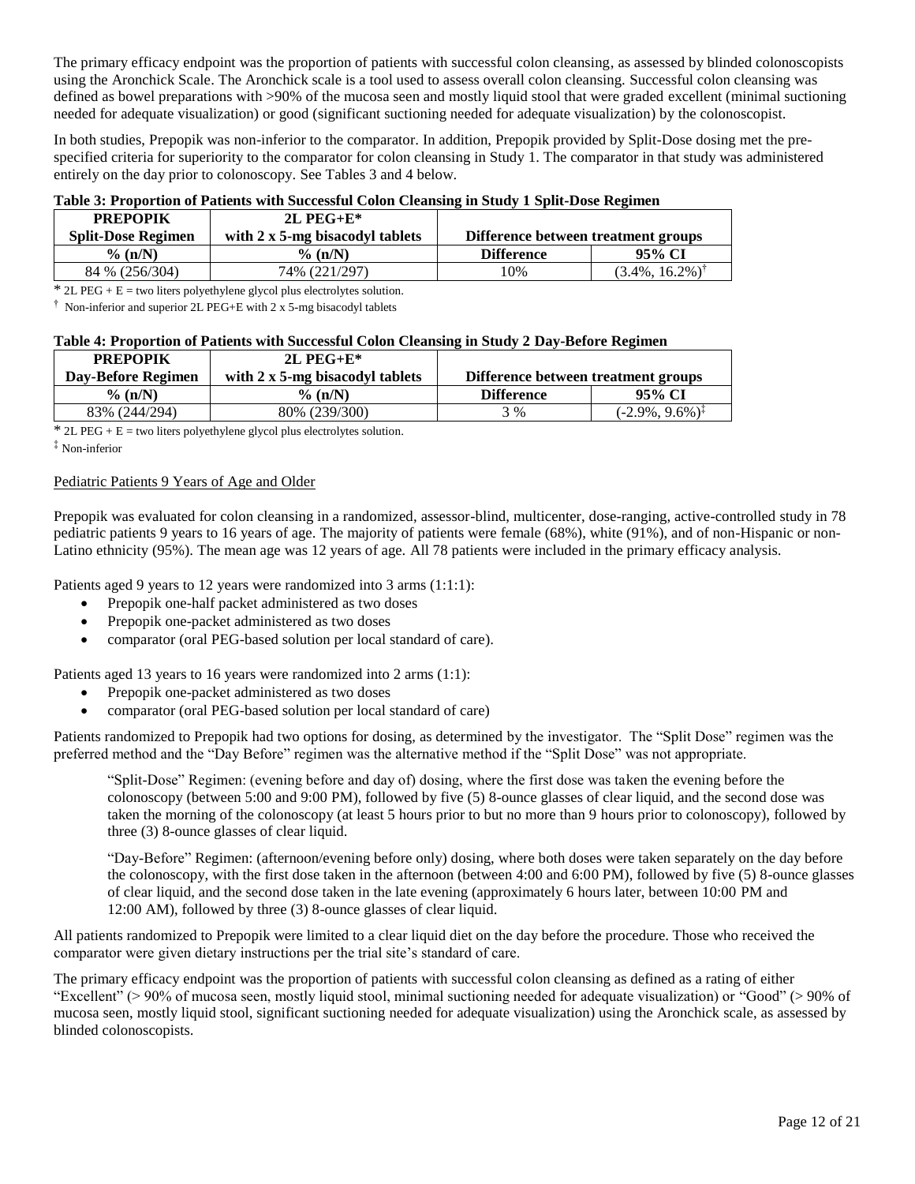The primary efficacy endpoint was the proportion of patients with successful colon cleansing, as assessed by blinded colonoscopists using the Aronchick Scale. The Aronchick scale is a tool used to assess overall colon cleansing. Successful colon cleansing was defined as bowel preparations with >90% of the mucosa seen and mostly liquid stool that were graded excellent (minimal suctioning needed for adequate visualization) or good (significant suctioning needed for adequate visualization) by the colonoscopist.

In both studies, Prepopik was non-inferior to the comparator. In addition, Prepopik provided by Split-Dose dosing met the pre-specified criteria for superiority to the comparator for colon cleansing in Study 1. The comparator in that study was administered entirely on the day prior to colonoscopy. See Tables 3 and 4 below.

**Table 3: Proportion of Patients with Successful Colon Cleansing in Study 1 Split-Dose Regimen**

| PREPOPIK Split-Dose Regimen | 2L PEG+E* with 2 x 5-mg bisacodyl tablets | Difference between treatment groups | |
|---|---|---|---|
| % (n/N) | % (n/N) | Difference | 95% CI |
| 84 % (256/304) | 74% (221/297) | 10% | (3.4%, 16.2%)[†] |

\* 2L PEG + E = two liters polyethylene glycol plus electrolytes solution.

[†] Non-inferior and superior 2L PEG+E with 2 x 5-mg bisacodyl tablets

**Table 4: Proportion of Patients with Successful Colon Cleansing in Study 2 Day-Before Regimen**

| PREPOPIK Day-Before Regimen | 2L PEG+E* with 2 x 5-mg bisacodyl tablets | Difference between treatment groups | |
|---|---|---|---|
| % (n/N) | % (n/N) | Difference | 95% CI |
| 83% (244/294) | 80% (239/300) | 3 % | (-2.9%, 9.6%)[‡] |

\* 2L PEG + E = two liters polyethylene glycol plus electrolytes solution.

[‡] Non-inferior

Pediatric Patients 9 Years of Age and Older

Prepopik was evaluated for colon cleansing in a randomized, assessor-blind, multicenter, dose-ranging, active-controlled study in 78 pediatric patients 9 years to 16 years of age. The majority of patients were female (68%), white (91%), and of non-Hispanic or non-Latino ethnicity (95%). The mean age was 12 years of age. All 78 patients were included in the primary efficacy analysis.

Patients aged 9 years to 12 years were randomized into 3 arms (1:1:1):

- Prepopik one-half packet administered as two doses
- Prepopik one-packet administered as two doses
- comparator (oral PEG-based solution per local standard of care).

Patients aged 13 years to 16 years were randomized into 2 arms (1:1):

- Prepopik one-packet administered as two doses
- comparator (oral PEG-based solution per local standard of care)

Patients randomized to Prepopik had two options for dosing, as determined by the investigator. The "Split Dose" regimen was the preferred method and the "Day Before" regimen was the alternative method if the "Split Dose" was not appropriate.

> "Split-Dose" Regimen: (evening before and day of) dosing, where the first dose was taken the evening before the colonoscopy (between 5:00 and 9:00 PM), followed by five (5) 8-ounce glasses of clear liquid, and the second dose was taken the morning of the colonoscopy (at least 5 hours prior to but no more than 9 hours prior to colonoscopy), followed by three (3) 8-ounce glasses of clear liquid.
>
> "Day-Before" Regimen: (afternoon/evening before only) dosing, where both doses were taken separately on the day before the colonoscopy, with the first dose taken in the afternoon (between 4:00 and 6:00 PM), followed by five (5) 8-ounce glasses of clear liquid, and the second dose taken in the late evening (approximately 6 hours later, between 10:00 PM and 12:00 AM), followed by three (3) 8-ounce glasses of clear liquid.

All patients randomized to Prepopik were limited to a clear liquid diet on the day before the procedure. Those who received the comparator were given dietary instructions per the trial site's standard of care.

The primary efficacy endpoint was the proportion of patients with successful colon cleansing as defined as a rating of either "Excellent" (> 90% of mucosa seen, mostly liquid stool, minimal suctioning needed for adequate visualization) or "Good" (> 90% of mucosa seen, mostly liquid stool, significant suctioning needed for adequate visualization) using the Aronchick scale, as assessed by blinded colonoscopists.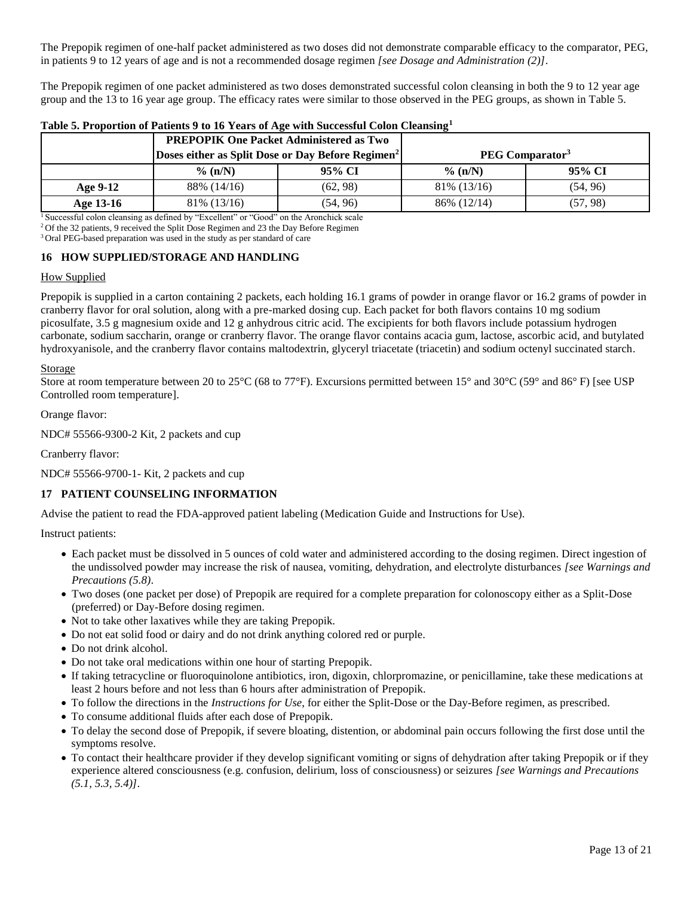The Prepopik regimen of one-half packet administered as two doses did not demonstrate comparable efficacy to the comparator, PEG, in patients 9 to 12 years of age and is not a recommended dosage regimen *[see Dosage and Administration (2)]*.

The Prepopik regimen of one packet administered as two doses demonstrated successful colon cleansing in both the 9 to 12 year age group and the 13 to 16 year age group. The efficacy rates were similar to those observed in the PEG groups, as shown in Table 5.

**Table 5. Proportion of Patients 9 to 16 Years of Age with Successful Colon Cleansing[1]**

| | PREPOPIK One Packet Administered as Two Doses either as Split Dose or Day Before Regimen[2] | | PEG Comparator[3] | |
|---|---|---|---|---|
| | **% (n/N)** | **95% CI** | **% (n/N)** | **95% CI** |
| **Age 9-12** | 88% (14/16) | (62, 98) | 81% (13/16) | (54, 96) |
| **Age 13-16** | 81% (13/16) | (54, 96) | 86% (12/14) | (57, 98) |

[1] Successful colon cleansing as defined by "Excellent" or "Good" on the Aronchick scale
[2] Of the 32 patients, 9 received the Split Dose Regimen and 23 the Day Before Regimen
[3] Oral PEG-based preparation was used in the study as per standard of care

## 16 HOW SUPPLIED/STORAGE AND HANDLING

How Supplied

Prepopik is supplied in a carton containing 2 packets, each holding 16.1 grams of powder in orange flavor or 16.2 grams of powder in cranberry flavor for oral solution, along with a pre-marked dosing cup. Each packet for both flavors contains 10 mg sodium picosulfate, 3.5 g magnesium oxide and 12 g anhydrous citric acid. The excipients for both flavors include potassium hydrogen carbonate, sodium saccharin, orange or cranberry flavor. The orange flavor contains acacia gum, lactose, ascorbic acid, and butylated hydroxyanisole, and the cranberry flavor contains maltodextrin, glyceryl triacetate (triacetin) and sodium octenyl succinated starch.

Storage

Store at room temperature between 20 to 25°C (68 to 77°F). Excursions permitted between 15° and 30°C (59° and 86° F) [see USP Controlled room temperature].

Orange flavor:

NDC# 55566-9300-2 Kit, 2 packets and cup

Cranberry flavor:

NDC# 55566-9700-1- Kit, 2 packets and cup

## 17 PATIENT COUNSELING INFORMATION

Advise the patient to read the FDA-approved patient labeling (Medication Guide and Instructions for Use).

Instruct patients:

- Each packet must be dissolved in 5 ounces of cold water and administered according to the dosing regimen. Direct ingestion of the undissolved powder may increase the risk of nausea, vomiting, dehydration, and electrolyte disturbances *[see Warnings and Precautions (5.8)*.
- Two doses (one packet per dose) of Prepopik are required for a complete preparation for colonoscopy either as a Split-Dose (preferred) or Day-Before dosing regimen.
- Not to take other laxatives while they are taking Prepopik.
- Do not eat solid food or dairy and do not drink anything colored red or purple.
- Do not drink alcohol.
- Do not take oral medications within one hour of starting Prepopik.
- If taking tetracycline or fluoroquinolone antibiotics, iron, digoxin, chlorpromazine, or penicillamine, take these medications at least 2 hours before and not less than 6 hours after administration of Prepopik.
- To follow the directions in the *Instructions for Use*, for either the Split-Dose or the Day-Before regimen, as prescribed.
- To consume additional fluids after each dose of Prepopik.
- To delay the second dose of Prepopik, if severe bloating, distention, or abdominal pain occurs following the first dose until the symptoms resolve.
- To contact their healthcare provider if they develop significant vomiting or signs of dehydration after taking Prepopik or if they experience altered consciousness (e.g. confusion, delirium, loss of consciousness) or seizures *[see Warnings and Precautions (5.1, 5.3, 5.4)]*.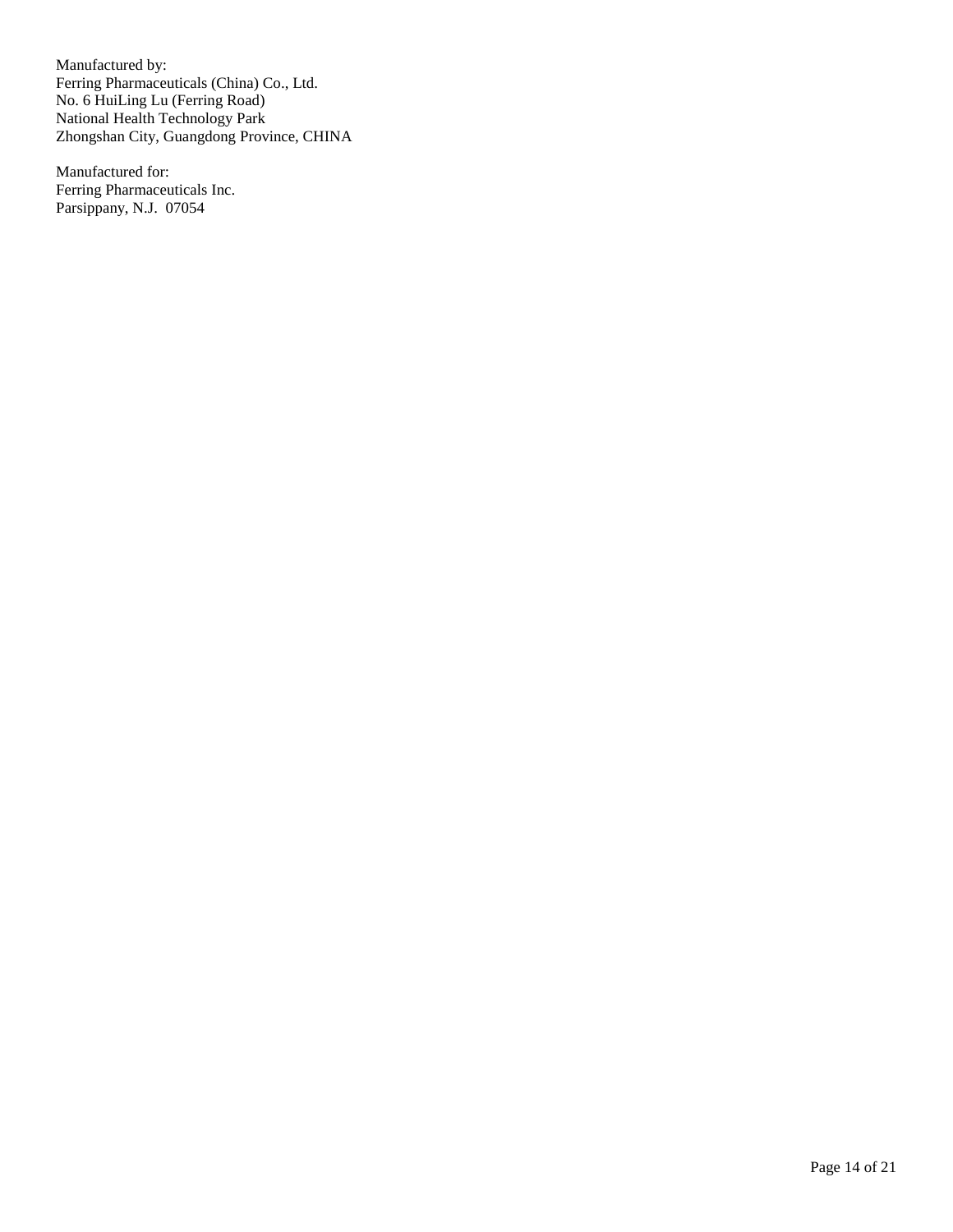Manufactured by:
Ferring Pharmaceuticals (China) Co., Ltd.
No. 6 HuiLing Lu (Ferring Road)
National Health Technology Park
Zhongshan City, Guangdong Province, CHINA

Manufactured for:
Ferring Pharmaceuticals Inc.
Parsippany, N.J. 07054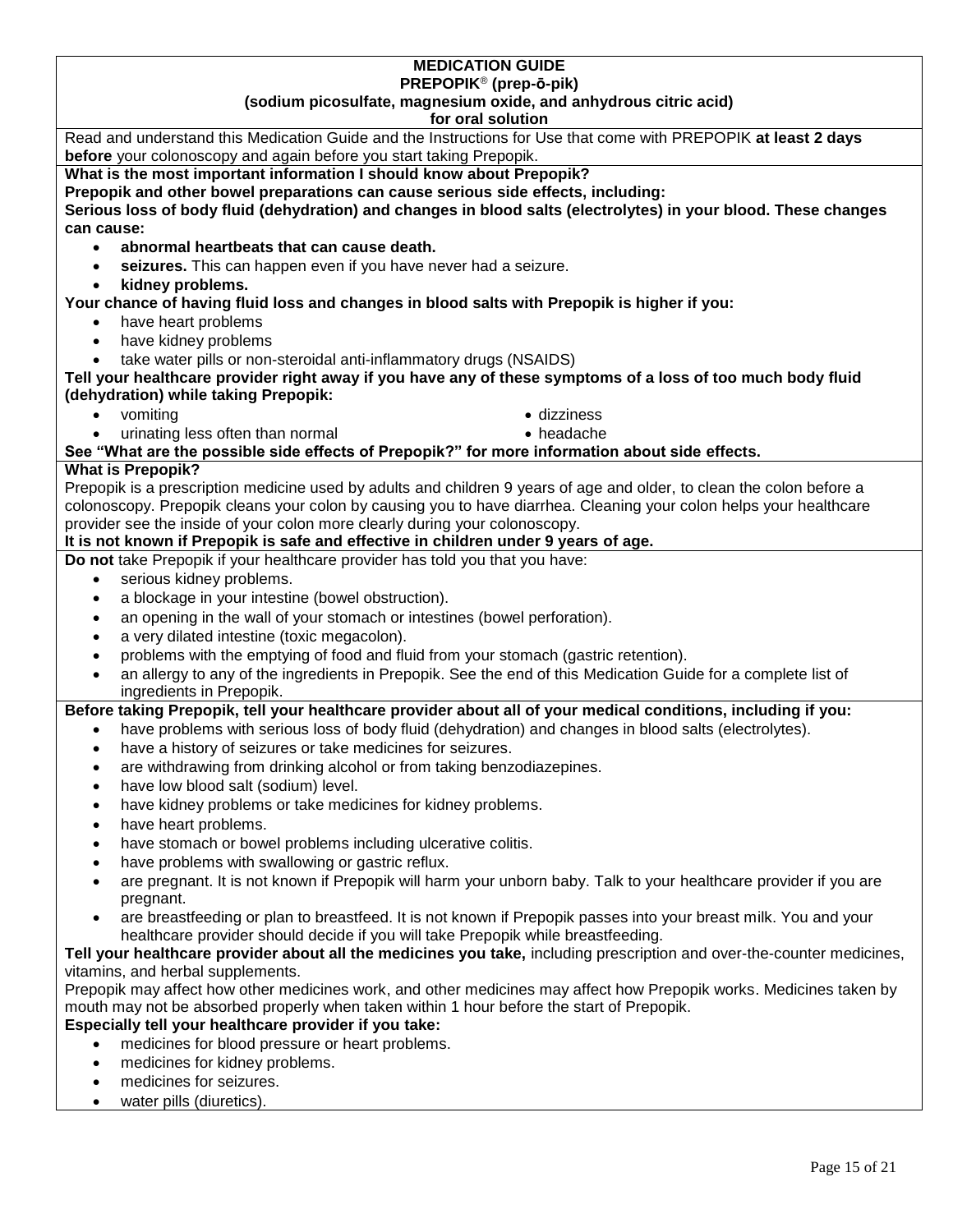**MEDICATION GUIDE**
**PREPOPIK® (prep-ō-pik)**
**(sodium picosulfate, magnesium oxide, and anhydrous citric acid)**
**for oral solution**

Read and understand this Medication Guide and the Instructions for Use that come with PREPOPIK **at least 2 days before** your colonoscopy and again before you start taking Prepopik.

**What is the most important information I should know about Prepopik?**

**Prepopik and other bowel preparations can cause serious side effects, including:**

**Serious loss of body fluid (dehydration) and changes in blood salts (electrolytes) in your blood. These changes can cause:**

- **abnormal heartbeats that can cause death.**
- **seizures.** This can happen even if you have never had a seizure.
- **kidney problems.**

**Your chance of having fluid loss and changes in blood salts with Prepopik is higher if you:**

- have heart problems
- have kidney problems
- take water pills or non-steroidal anti-inflammatory drugs (NSAIDS)

**Tell your healthcare provider right away if you have any of these symptoms of a loss of too much body fluid (dehydration) while taking Prepopik:**

- vomiting
- urinating less often than normal
- dizziness
- headache

**See "What are the possible side effects of Prepopik?" for more information about side effects.**

**What is Prepopik?**

Prepopik is a prescription medicine used by adults and children 9 years of age and older, to clean the colon before a colonoscopy. Prepopik cleans your colon by causing you to have diarrhea. Cleaning your colon helps your healthcare provider see the inside of your colon more clearly during your colonoscopy.

**It is not known if Prepopik is safe and effective in children under 9 years of age.**

**Do not** take Prepopik if your healthcare provider has told you that you have:

- serious kidney problems.
- a blockage in your intestine (bowel obstruction).
- an opening in the wall of your stomach or intestines (bowel perforation).
- a very dilated intestine (toxic megacolon).
- problems with the emptying of food and fluid from your stomach (gastric retention).
- an allergy to any of the ingredients in Prepopik. See the end of this Medication Guide for a complete list of ingredients in Prepopik.

**Before taking Prepopik, tell your healthcare provider about all of your medical conditions, including if you:**

- have problems with serious loss of body fluid (dehydration) and changes in blood salts (electrolytes).
- have a history of seizures or take medicines for seizures.
- are withdrawing from drinking alcohol or from taking benzodiazepines.
- have low blood salt (sodium) level.
- have kidney problems or take medicines for kidney problems.
- have heart problems.
- have stomach or bowel problems including ulcerative colitis.
- have problems with swallowing or gastric reflux.
- are pregnant. It is not known if Prepopik will harm your unborn baby. Talk to your healthcare provider if you are pregnant.
- are breastfeeding or plan to breastfeed. It is not known if Prepopik passes into your breast milk. You and your healthcare provider should decide if you will take Prepopik while breastfeeding.

**Tell your healthcare provider about all the medicines you take,** including prescription and over-the-counter medicines, vitamins, and herbal supplements.

Prepopik may affect how other medicines work, and other medicines may affect how Prepopik works. Medicines taken by mouth may not be absorbed properly when taken within 1 hour before the start of Prepopik.

**Especially tell your healthcare provider if you take:**

- medicines for blood pressure or heart problems.
- medicines for kidney problems.
- medicines for seizures.
- water pills (diuretics).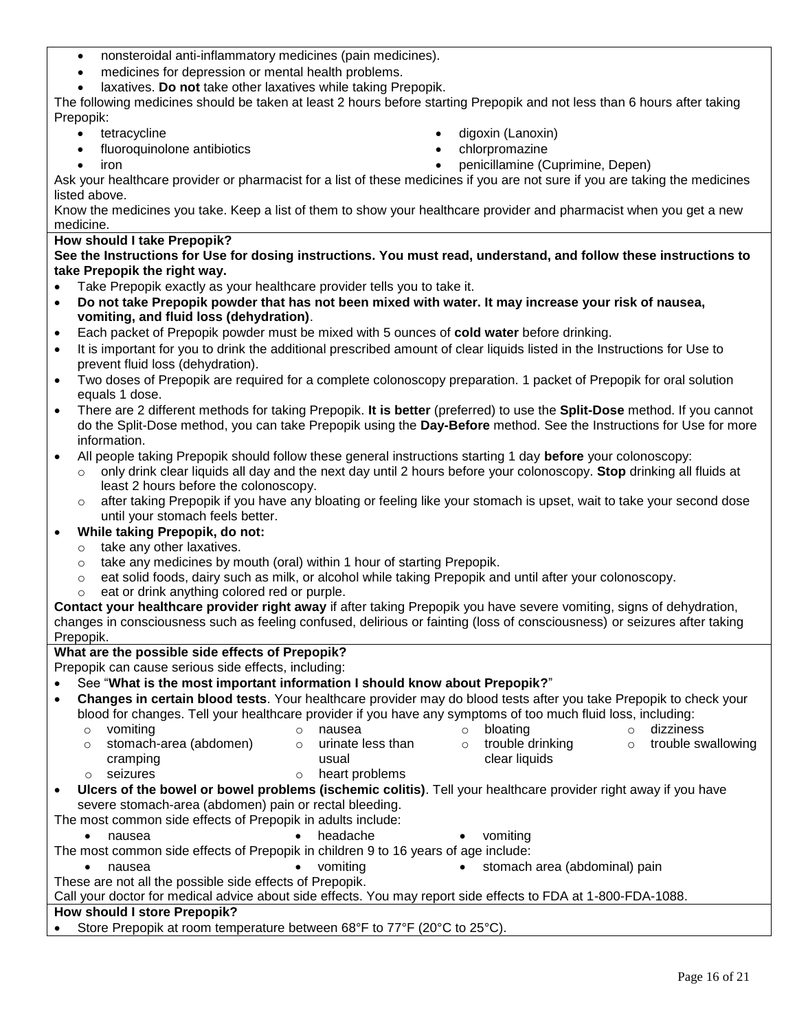- nonsteroidal anti-inflammatory medicines (pain medicines).
- medicines for depression or mental health problems.
- laxatives. **Do not** take other laxatives while taking Prepopik.

The following medicines should be taken at least 2 hours before starting Prepopik and not less than 6 hours after taking Prepopik:

- tetracycline
- fluoroquinolone antibiotics
- iron
- digoxin (Lanoxin)
- chlorpromazine
- penicillamine (Cuprimine, Depen)

Ask your healthcare provider or pharmacist for a list of these medicines if you are not sure if you are taking the medicines listed above.

Know the medicines you take. Keep a list of them to show your healthcare provider and pharmacist when you get a new medicine.

**How should I take Prepopik?**

**See the Instructions for Use for dosing instructions. You must read, understand, and follow these instructions to take Prepopik the right way.**

- Take Prepopik exactly as your healthcare provider tells you to take it.
- **Do not take Prepopik powder that has not been mixed with water. It may increase your risk of nausea, vomiting, and fluid loss (dehydration)**.
- Each packet of Prepopik powder must be mixed with 5 ounces of **cold water** before drinking.
- It is important for you to drink the additional prescribed amount of clear liquids listed in the Instructions for Use to prevent fluid loss (dehydration).
- Two doses of Prepopik are required for a complete colonoscopy preparation. 1 packet of Prepopik for oral solution equals 1 dose.
- There are 2 different methods for taking Prepopik. **It is better** (preferred) to use the **Split-Dose** method. If you cannot do the Split-Dose method, you can take Prepopik using the **Day-Before** method. See the Instructions for Use for more information.
- All people taking Prepopik should follow these general instructions starting 1 day **before** your colonoscopy:
  - only drink clear liquids all day and the next day until 2 hours before your colonoscopy. **Stop** drinking all fluids at least 2 hours before the colonoscopy.
  - after taking Prepopik if you have any bloating or feeling like your stomach is upset, wait to take your second dose until your stomach feels better.
- **While taking Prepopik, do not:**
  - take any other laxatives.
  - take any medicines by mouth (oral) within 1 hour of starting Prepopik.
  - eat solid foods, dairy such as milk, or alcohol while taking Prepopik and until after your colonoscopy.
  - eat or drink anything colored red or purple.

**Contact your healthcare provider right away** if after taking Prepopik you have severe vomiting, signs of dehydration, changes in consciousness such as feeling confused, delirious or fainting (loss of consciousness) or seizures after taking Prepopik.

**What are the possible side effects of Prepopik?**

Prepopik can cause serious side effects, including:

- See "**What is the most important information I should know about Prepopik?**"
- **Changes in certain blood tests**. Your healthcare provider may do blood tests after you take Prepopik to check your blood for changes. Tell your healthcare provider if you have any symptoms of too much fluid loss, including:
  - vomiting
  - nausea
  - bloating
  - dizziness
  - stomach-area (abdomen) cramping
  - urinate less than usual
  - trouble drinking clear liquids
  - trouble swallowing
  - seizures
  - heart problems
- **Ulcers of the bowel or bowel problems (ischemic colitis)**. Tell your healthcare provider right away if you have severe stomach-area (abdomen) pain or rectal bleeding.

The most common side effects of Prepopik in adults include:

- nausea
- headache
- vomiting

The most common side effects of Prepopik in children 9 to 16 years of age include:

- nausea
- vomiting
- stomach area (abdominal) pain

These are not all the possible side effects of Prepopik.

Call your doctor for medical advice about side effects. You may report side effects to FDA at 1-800-FDA-1088.

**How should I store Prepopik?**

- Store Prepopik at room temperature between 68°F to 77°F (20°C to 25°C).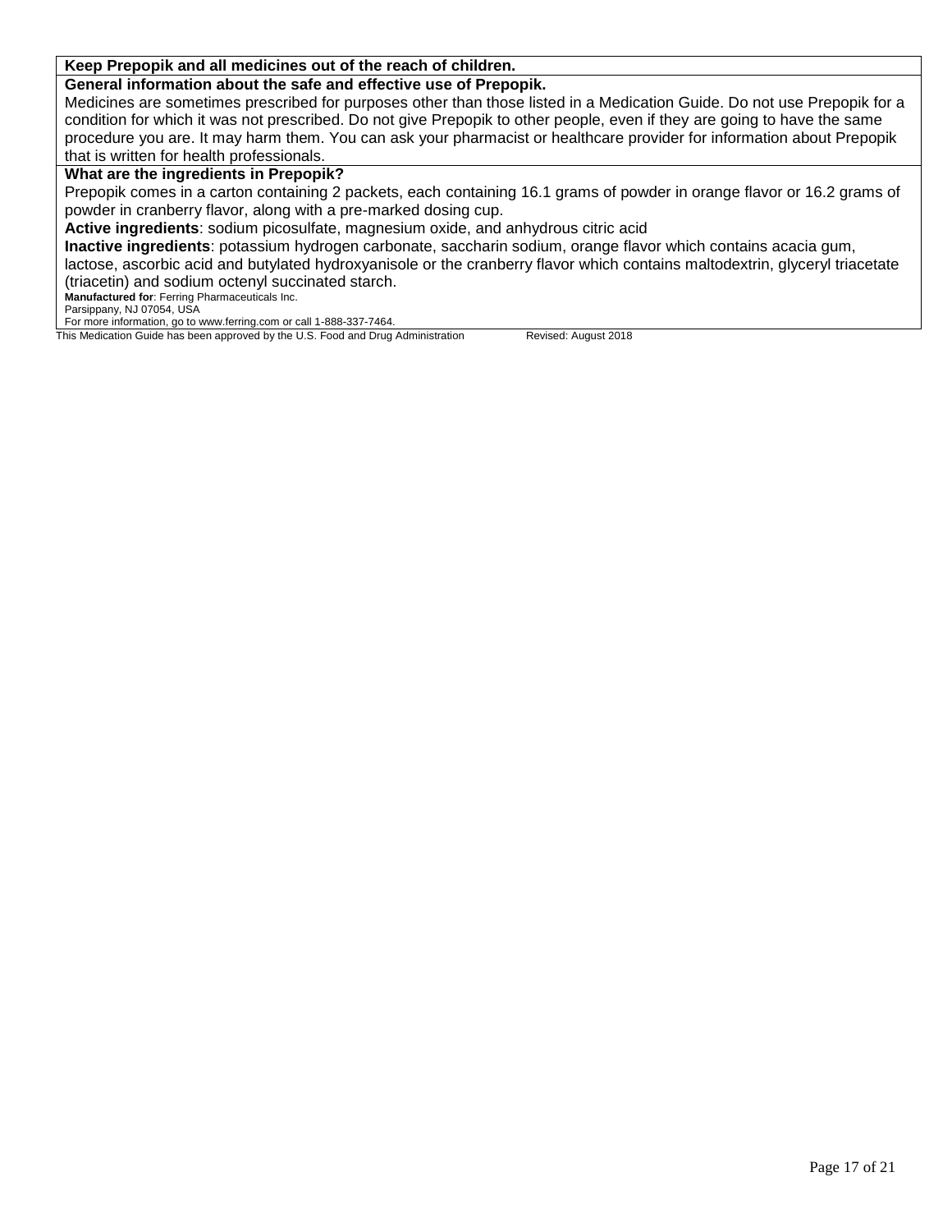**Keep Prepopik and all medicines out of the reach of children.**

**General information about the safe and effective use of Prepopik.**

Medicines are sometimes prescribed for purposes other than those listed in a Medication Guide. Do not use Prepopik for a condition for which it was not prescribed. Do not give Prepopik to other people, even if they are going to have the same procedure you are. It may harm them. You can ask your pharmacist or healthcare provider for information about Prepopik that is written for health professionals.

**What are the ingredients in Prepopik?**

Prepopik comes in a carton containing 2 packets, each containing 16.1 grams of powder in orange flavor or 16.2 grams of powder in cranberry flavor, along with a pre-marked dosing cup.

**Active ingredients**: sodium picosulfate, magnesium oxide, and anhydrous citric acid

**Inactive ingredients**: potassium hydrogen carbonate, saccharin sodium, orange flavor which contains acacia gum, lactose, ascorbic acid and butylated hydroxyanisole or the cranberry flavor which contains maltodextrin, glyceryl triacetate (triacetin) and sodium octenyl succinated starch.

**Manufactured for**: Ferring Pharmaceuticals Inc.
Parsippany, NJ 07054, USA
For more information, go to www.ferring.com or call 1-888-337-7464.

This Medication Guide has been approved by the U.S. Food and Drug Administration    Revised: August 2018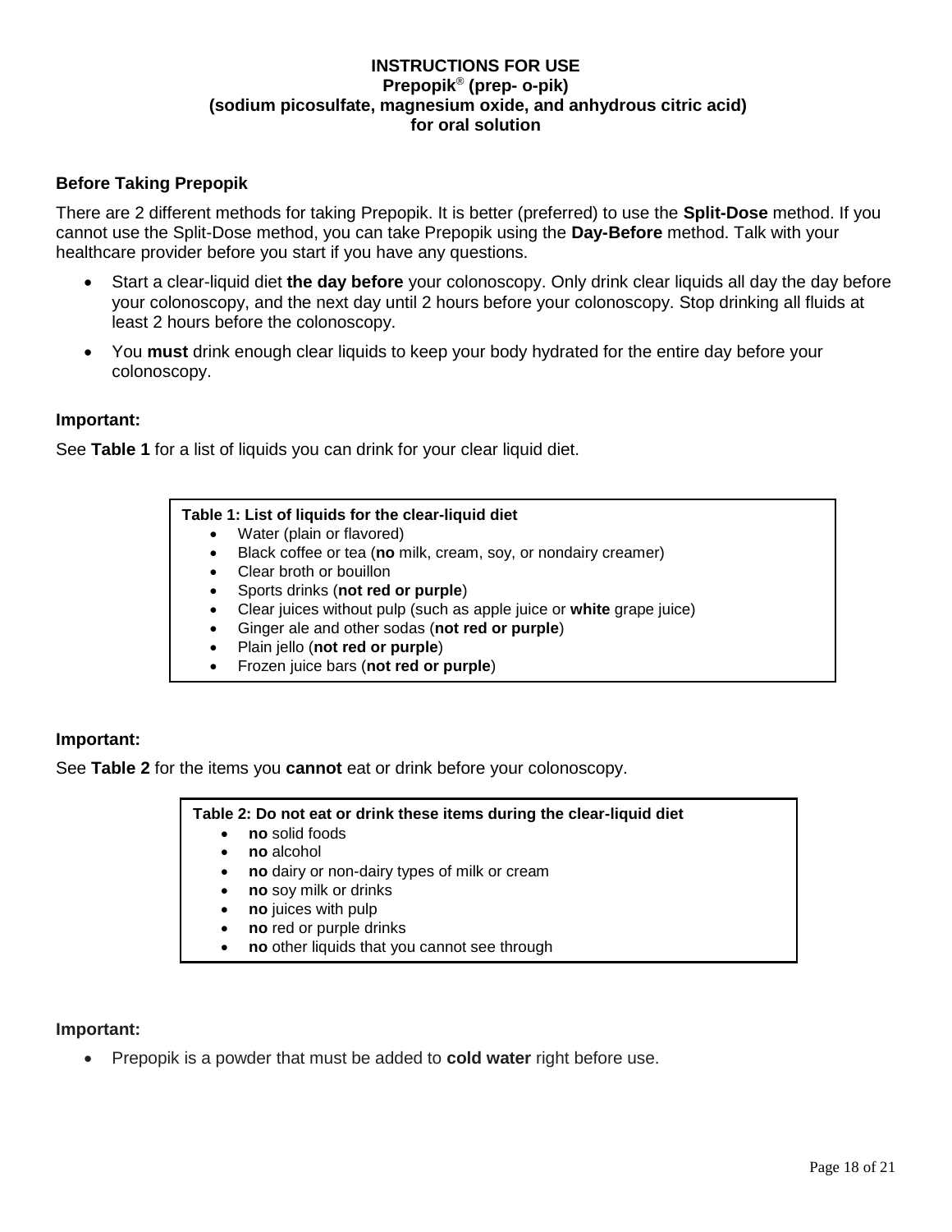**INSTRUCTIONS FOR USE**
**Prepopik® (prep- o-pik)**
**(sodium picosulfate, magnesium oxide, and anhydrous citric acid)**
**for oral solution**

### Before Taking Prepopik

There are 2 different methods for taking Prepopik. It is better (preferred) to use the **Split-Dose** method. If you cannot use the Split-Dose method, you can take Prepopik using the **Day-Before** method. Talk with your healthcare provider before you start if you have any questions.

- Start a clear-liquid diet **the day before** your colonoscopy. Only drink clear liquids all day the day before your colonoscopy, and the next day until 2 hours before your colonoscopy. Stop drinking all fluids at least 2 hours before the colonoscopy.
- You **must** drink enough clear liquids to keep your body hydrated for the entire day before your colonoscopy.

**Important:**

See **Table 1** for a list of liquids you can drink for your clear liquid diet.

| **Table 1: List of liquids for the clear-liquid diet** |
|---|
| • Water (plain or flavored)<br>• Black coffee or tea (**no** milk, cream, soy, or nondairy creamer)<br>• Clear broth or bouillon<br>• Sports drinks (**not red or purple**)<br>• Clear juices without pulp (such as apple juice or **white** grape juice)<br>• Ginger ale and other sodas (**not red or purple**)<br>• Plain jello (**not red or purple**)<br>• Frozen juice bars (**not red or purple**) |

**Important:**

See **Table 2** for the items you **cannot** eat or drink before your colonoscopy.

| **Table 2: Do not eat or drink these items during the clear-liquid diet** |
|---|
| • **no** solid foods<br>• **no** alcohol<br>• **no** dairy or non-dairy types of milk or cream<br>• **no** soy milk or drinks<br>• **no** juices with pulp<br>• **no** red or purple drinks<br>• **no** other liquids that you cannot see through |

**Important:**

- Prepopik is a powder that must be added to **cold water** right before use.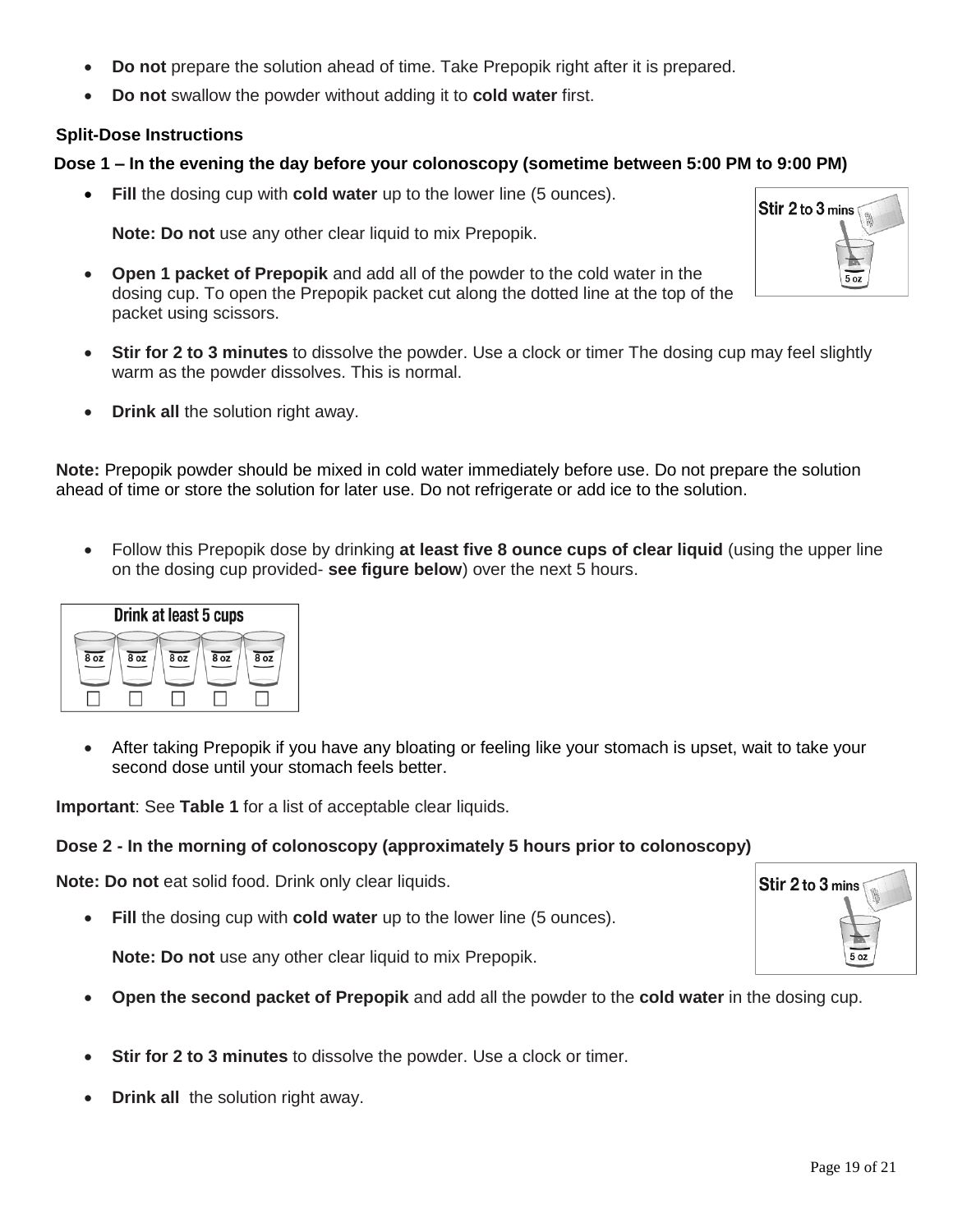- **Do not** prepare the solution ahead of time. Take Prepopik right after it is prepared.
- **Do not** swallow the powder without adding it to **cold water** first.

### Split-Dose Instructions

### Dose 1 – In the evening the day before your colonoscopy (sometime between 5:00 PM to 9:00 PM)

- **Fill** the dosing cup with **cold water** up to the lower line (5 ounces).

  **Note: Do not** use any other clear liquid to mix Prepopik.

- **Open 1 packet of Prepopik** and add all of the powder to the cold water in the dosing cup. To open the Prepopik packet cut along the dotted line at the top of the packet using scissors.

- **Stir for 2 to 3 minutes** to dissolve the powder. Use a clock or timer The dosing cup may feel slightly warm as the powder dissolves. This is normal.

- **Drink all** the solution right away.

**Note:** Prepopik powder should be mixed in cold water immediately before use. Do not prepare the solution ahead of time or store the solution for later use. Do not refrigerate or add ice to the solution.

- Follow this Prepopik dose by drinking **at least five 8 ounce cups of clear liquid** (using the upper line on the dosing cup provided- **see figure below**) over the next 5 hours.

- After taking Prepopik if you have any bloating or feeling like your stomach is upset, wait to take your second dose until your stomach feels better.

**Important**: See **Table 1** for a list of acceptable clear liquids.

### Dose 2 - In the morning of colonoscopy (approximately 5 hours prior to colonoscopy)

**Note: Do not** eat solid food. Drink only clear liquids.

- **Fill** the dosing cup with **cold water** up to the lower line (5 ounces).

  **Note: Do not** use any other clear liquid to mix Prepopik.

- **Open the second packet of Prepopik** and add all the powder to the **cold water** in the dosing cup.

- **Stir for 2 to 3 minutes** to dissolve the powder. Use a clock or timer.

- **Drink all** the solution right away.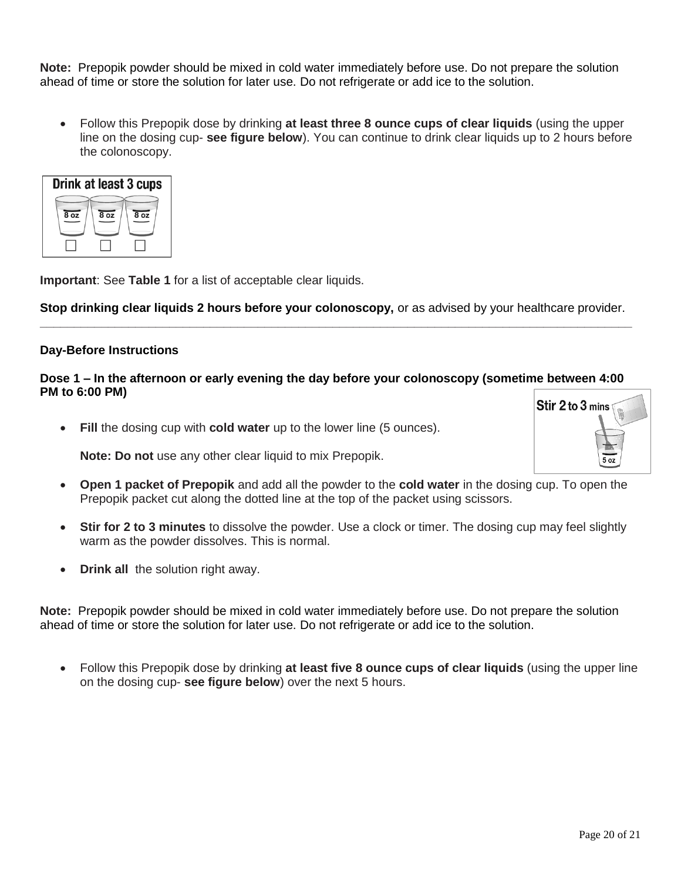**Note:** Prepopik powder should be mixed in cold water immediately before use. Do not prepare the solution ahead of time or store the solution for later use. Do not refrigerate or add ice to the solution.

- Follow this Prepopik dose by drinking **at least three 8 ounce cups of clear liquids** (using the upper line on the dosing cup- **see figure below**). You can continue to drink clear liquids up to 2 hours before the colonoscopy.

**Important**: See **Table 1** for a list of acceptable clear liquids.

**Stop drinking clear liquids 2 hours before your colonoscopy,** or as advised by your healthcare provider.

---

**Day-Before Instructions**

**Dose 1 – In the afternoon or early evening the day before your colonoscopy (sometime between 4:00 PM to 6:00 PM)**

- **Fill** the dosing cup with **cold water** up to the lower line (5 ounces).

  **Note: Do not** use any other clear liquid to mix Prepopik.

- **Open 1 packet of Prepopik** and add all the powder to the **cold water** in the dosing cup. To open the Prepopik packet cut along the dotted line at the top of the packet using scissors.

- **Stir for 2 to 3 minutes** to dissolve the powder. Use a clock or timer. The dosing cup may feel slightly warm as the powder dissolves. This is normal.

- **Drink all** the solution right away.

**Note:** Prepopik powder should be mixed in cold water immediately before use. Do not prepare the solution ahead of time or store the solution for later use. Do not refrigerate or add ice to the solution.

- Follow this Prepopik dose by drinking **at least five 8 ounce cups of clear liquids** (using the upper line on the dosing cup- **see figure below**) over the next 5 hours.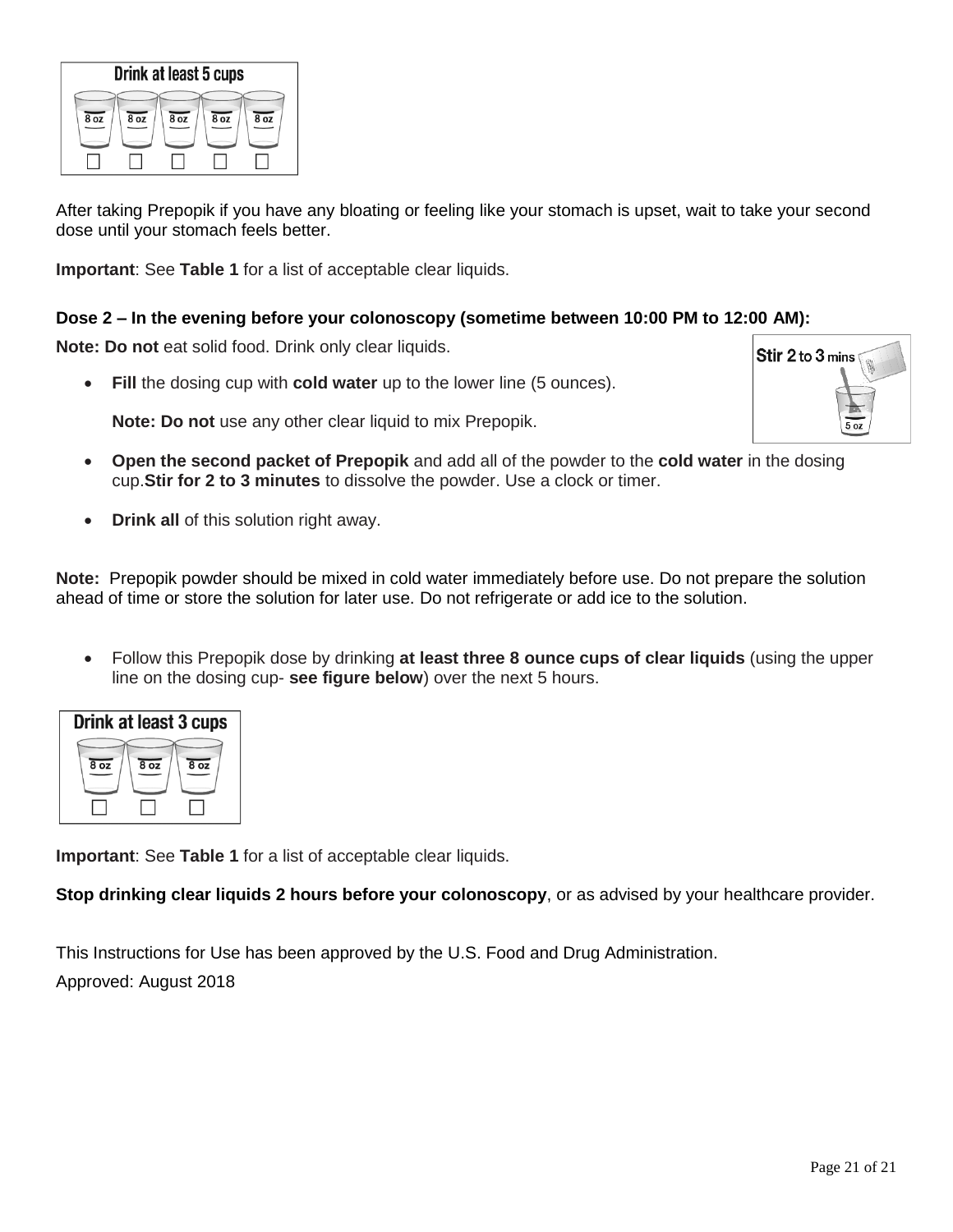Drink at least 5 cups

8 oz 8 oz 8 oz 8 oz 8 oz

☐ ☐ ☐ ☐ ☐

After taking Prepopik if you have any bloating or feeling like your stomach is upset, wait to take your second dose until your stomach feels better.

**Important**: See **Table 1** for a list of acceptable clear liquids.

**Dose 2 – In the evening before your colonoscopy (sometime between 10:00 PM to 12:00 AM):**

**Note: Do not** eat solid food. Drink only clear liquids.

- **Fill** the dosing cup with **cold water** up to the lower line (5 ounces).

  **Note: Do not** use any other clear liquid to mix Prepopik.

Stir 2 to 3 mins

5 oz

- **Open the second packet of Prepopik** and add all of the powder to the **cold water** in the dosing cup.**Stir for 2 to 3 minutes** to dissolve the powder. Use a clock or timer.
- **Drink all** of this solution right away.

**Note:** Prepopik powder should be mixed in cold water immediately before use. Do not prepare the solution ahead of time or store the solution for later use. Do not refrigerate or add ice to the solution.

- Follow this Prepopik dose by drinking **at least three 8 ounce cups of clear liquids** (using the upper line on the dosing cup- **see figure below**) over the next 5 hours.

Drink at least 3 cups

8 oz 8 oz 8 oz

☐ ☐ ☐

**Important**: See **Table 1** for a list of acceptable clear liquids.

**Stop drinking clear liquids 2 hours before your colonoscopy**, or as advised by your healthcare provider.

This Instructions for Use has been approved by the U.S. Food and Drug Administration.

Approved: August 2018